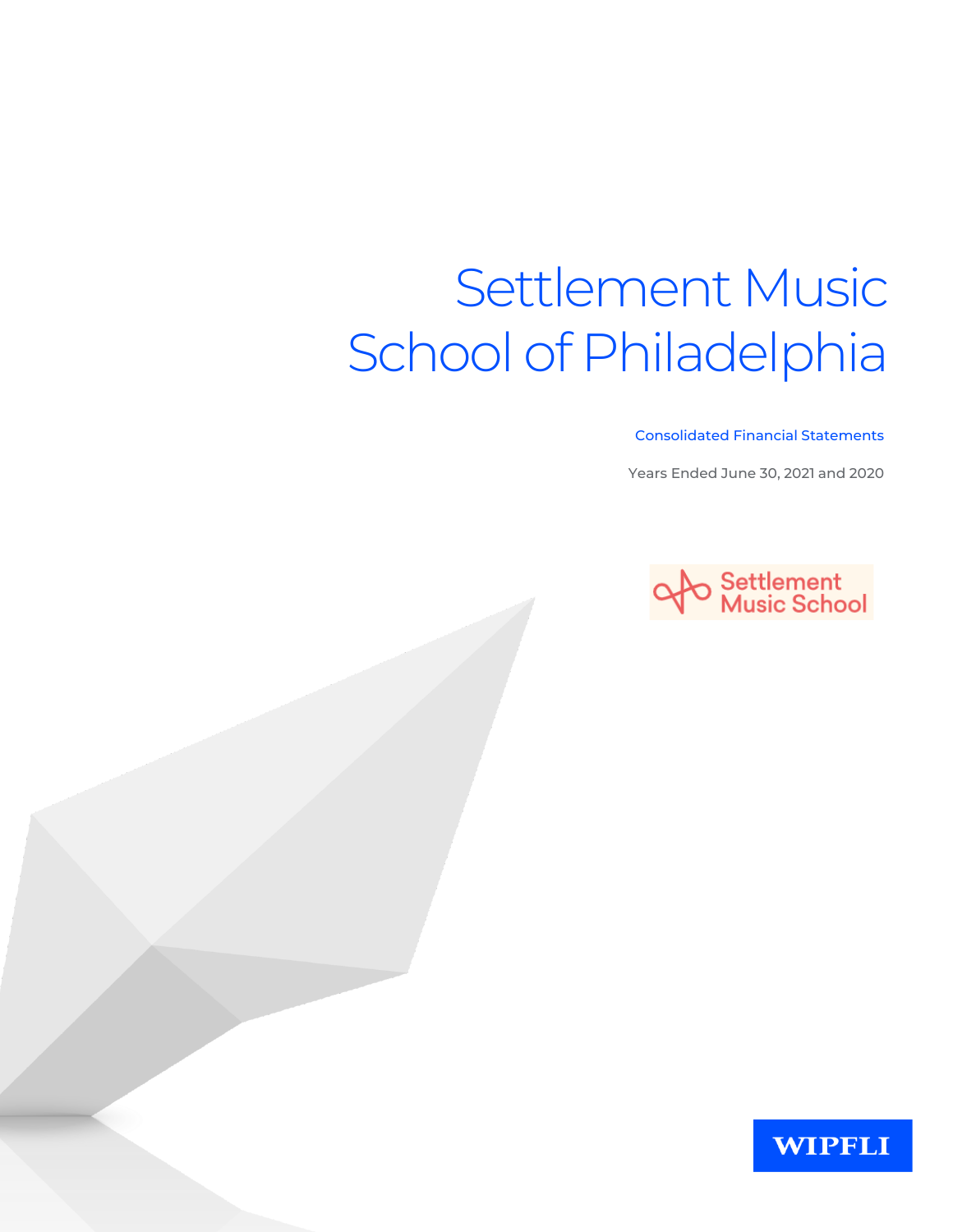# Settlement Music School of Philadelphia

Consolidated Financial Statements

Years Ended June 30, 2021 and 2020

Settlement Music School

WIPFLI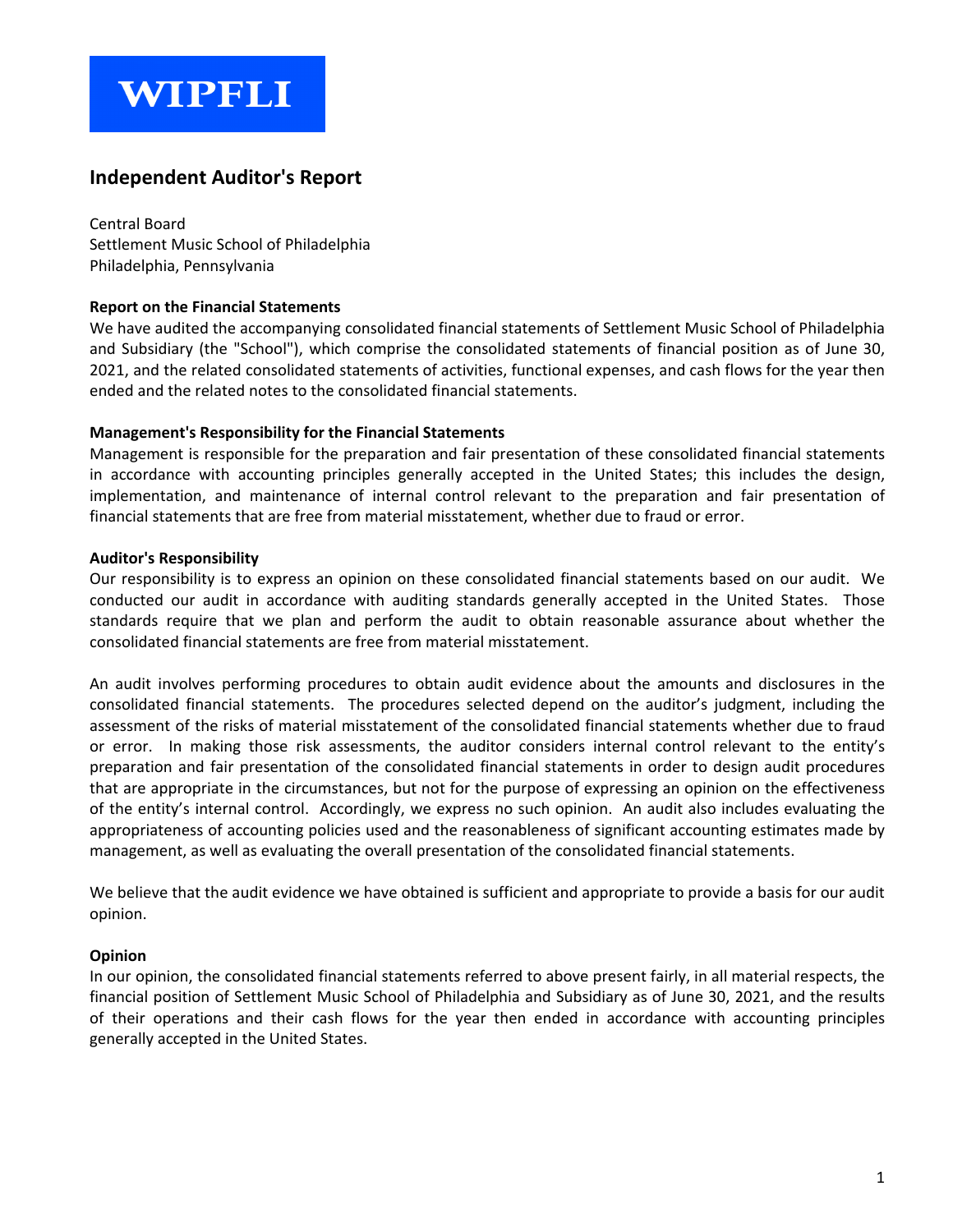WIPFLI

## Independent Auditor's Report

Central Board
Settlement Music School of Philadelphia
Philadelphia, Pennsylvania

**Report on the Financial Statements**

We have audited the accompanying consolidated financial statements of Settlement Music School of Philadelphia and Subsidiary (the "School"), which comprise the consolidated statements of financial position as of June 30, 2021, and the related consolidated statements of activities, functional expenses, and cash flows for the year then ended and the related notes to the consolidated financial statements.

**Management's Responsibility for the Financial Statements**

Management is responsible for the preparation and fair presentation of these consolidated financial statements in accordance with accounting principles generally accepted in the United States; this includes the design, implementation, and maintenance of internal control relevant to the preparation and fair presentation of financial statements that are free from material misstatement, whether due to fraud or error.

**Auditor's Responsibility**

Our responsibility is to express an opinion on these consolidated financial statements based on our audit. We conducted our audit in accordance with auditing standards generally accepted in the United States. Those standards require that we plan and perform the audit to obtain reasonable assurance about whether the consolidated financial statements are free from material misstatement.

An audit involves performing procedures to obtain audit evidence about the amounts and disclosures in the consolidated financial statements. The procedures selected depend on the auditor's judgment, including the assessment of the risks of material misstatement of the consolidated financial statements whether due to fraud or error. In making those risk assessments, the auditor considers internal control relevant to the entity's preparation and fair presentation of the consolidated financial statements in order to design audit procedures that are appropriate in the circumstances, but not for the purpose of expressing an opinion on the effectiveness of the entity's internal control. Accordingly, we express no such opinion. An audit also includes evaluating the appropriateness of accounting policies used and the reasonableness of significant accounting estimates made by management, as well as evaluating the overall presentation of the consolidated financial statements.

We believe that the audit evidence we have obtained is sufficient and appropriate to provide a basis for our audit opinion.

**Opinion**

In our opinion, the consolidated financial statements referred to above present fairly, in all material respects, the financial position of Settlement Music School of Philadelphia and Subsidiary as of June 30, 2021, and the results of their operations and their cash flows for the year then ended in accordance with accounting principles generally accepted in the United States.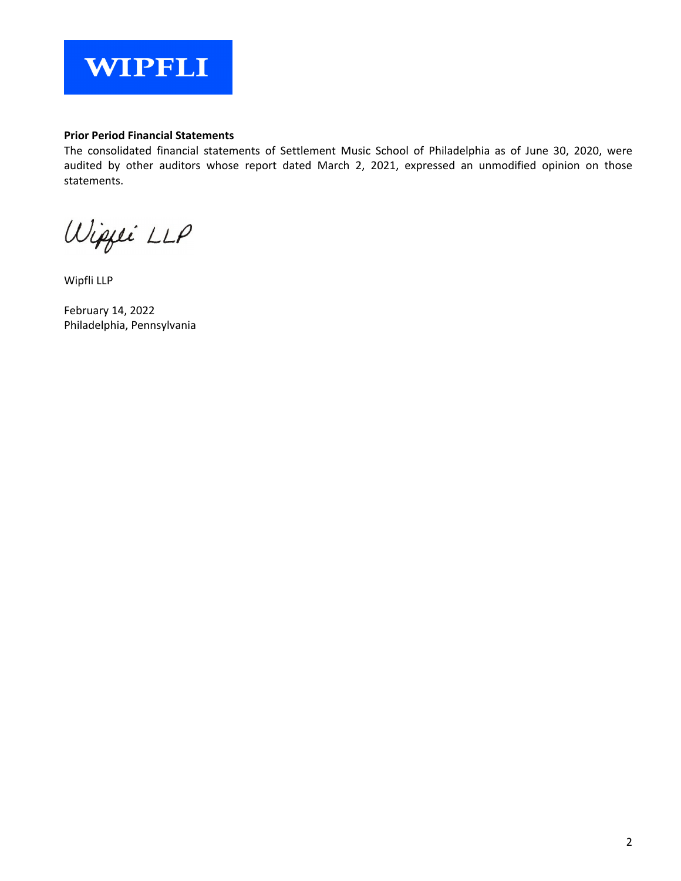WIPFLI

**Prior Period Financial Statements**

The consolidated financial statements of Settlement Music School of Philadelphia as of June 30, 2020, were audited by other auditors whose report dated March 2, 2021, expressed an unmodified opinion on those statements.

*Wipfli LLP*

Wipfli LLP

February 14, 2022
Philadelphia, Pennsylvania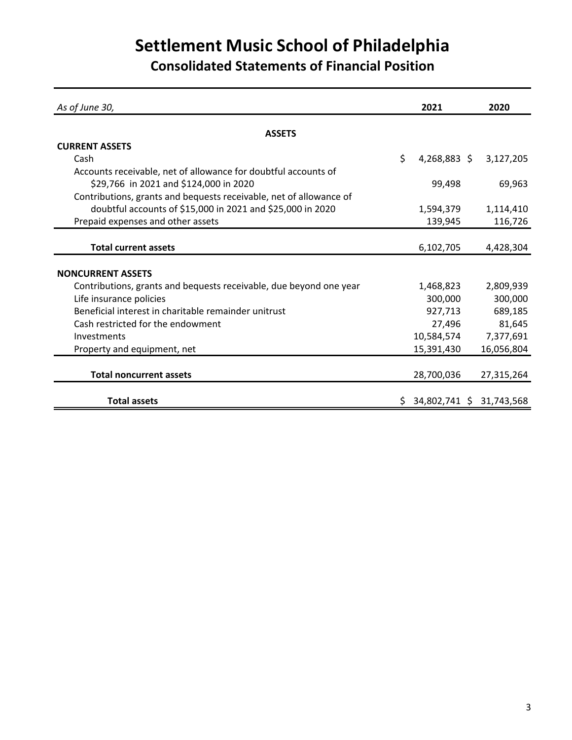# Settlement Music School of Philadelphia

## Consolidated Statements of Financial Position

| *As of June 30,* | 2021 | 2020 |
|---|---|---|
| **ASSETS** | | |
| **CURRENT ASSETS** | | |
| Cash | $ 4,268,883 | $ 3,127,205 |
| Accounts receivable, net of allowance for doubtful accounts of $29,766 in 2021 and $124,000 in 2020 | 99,498 | 69,963 |
| Contributions, grants and bequests receivable, net of allowance of doubtful accounts of $15,000 in 2021 and $25,000 in 2020 | 1,594,379 | 1,114,410 |
| Prepaid expenses and other assets | 139,945 | 116,726 |
| **Total current assets** | 6,102,705 | 4,428,304 |
| **NONCURRENT ASSETS** | | |
| Contributions, grants and bequests receivable, due beyond one year | 1,468,823 | 2,809,939 |
| Life insurance policies | 300,000 | 300,000 |
| Beneficial interest in charitable remainder unitrust | 927,713 | 689,185 |
| Cash restricted for the endowment | 27,496 | 81,645 |
| Investments | 10,584,574 | 7,377,691 |
| Property and equipment, net | 15,391,430 | 16,056,804 |
| **Total noncurrent assets** | 28,700,036 | 27,315,264 |
| **Total assets** | $ 34,802,741 | $ 31,743,568 |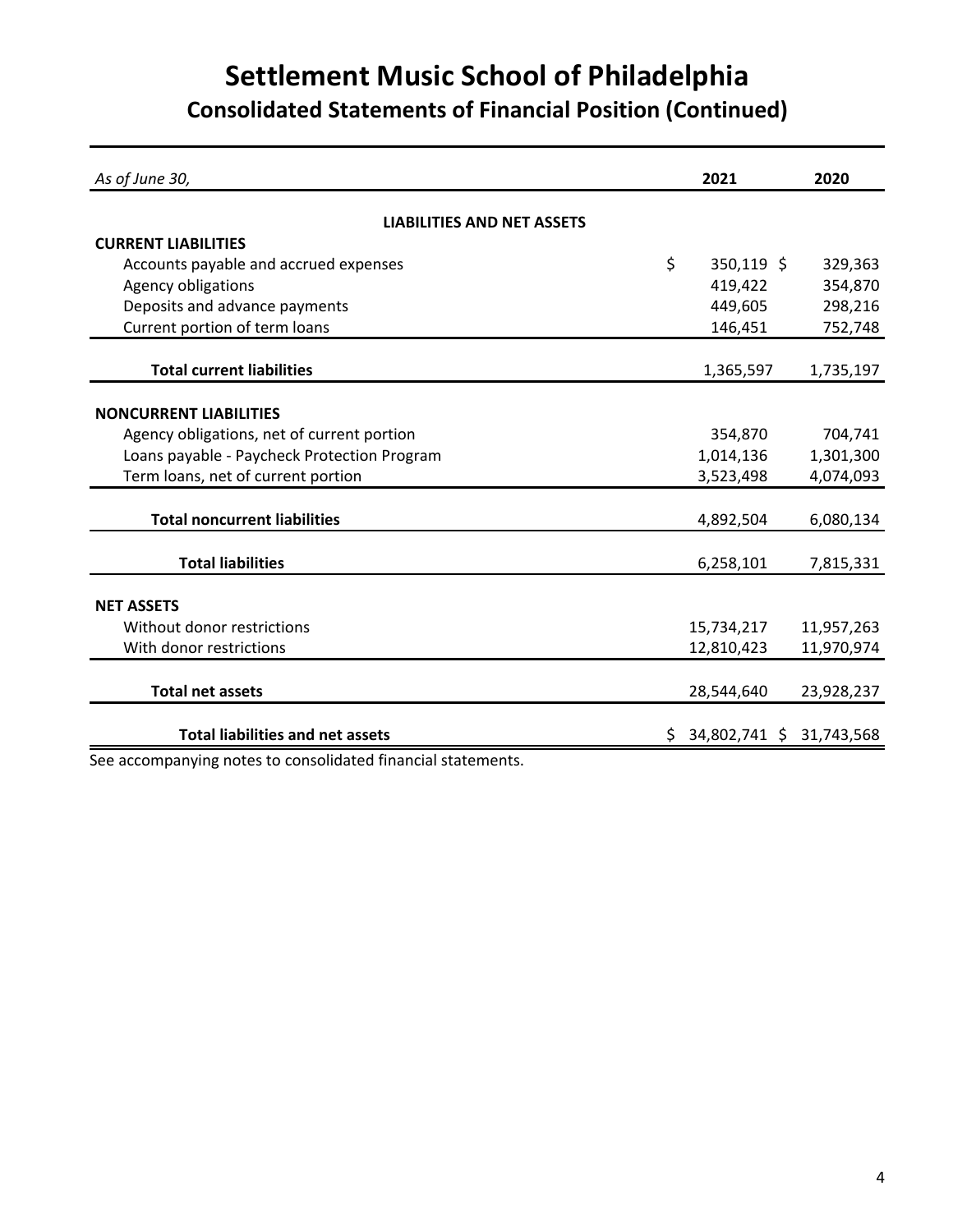# Settlement Music School of Philadelphia

## Consolidated Statements of Financial Position (Continued)

| *As of June 30,* | 2021 | 2020 |
|---|---|---|
| **LIABILITIES AND NET ASSETS** | | |
| **CURRENT LIABILITIES** | | |
| Accounts payable and accrued expenses | $ 350,119 | $ 329,363 |
| Agency obligations | 419,422 | 354,870 |
| Deposits and advance payments | 449,605 | 298,216 |
| Current portion of term loans | 146,451 | 752,748 |
| **Total current liabilities** | 1,365,597 | 1,735,197 |
| **NONCURRENT LIABILITIES** | | |
| Agency obligations, net of current portion | 354,870 | 704,741 |
| Loans payable - Paycheck Protection Program | 1,014,136 | 1,301,300 |
| Term loans, net of current portion | 3,523,498 | 4,074,093 |
| **Total noncurrent liabilities** | 4,892,504 | 6,080,134 |
| **Total liabilities** | 6,258,101 | 7,815,331 |
| **NET ASSETS** | | |
| Without donor restrictions | 15,734,217 | 11,957,263 |
| With donor restrictions | 12,810,423 | 11,970,974 |
| **Total net assets** | 28,544,640 | 23,928,237 |
| **Total liabilities and net assets** | $ 34,802,741 | $ 31,743,568 |

See accompanying notes to consolidated financial statements.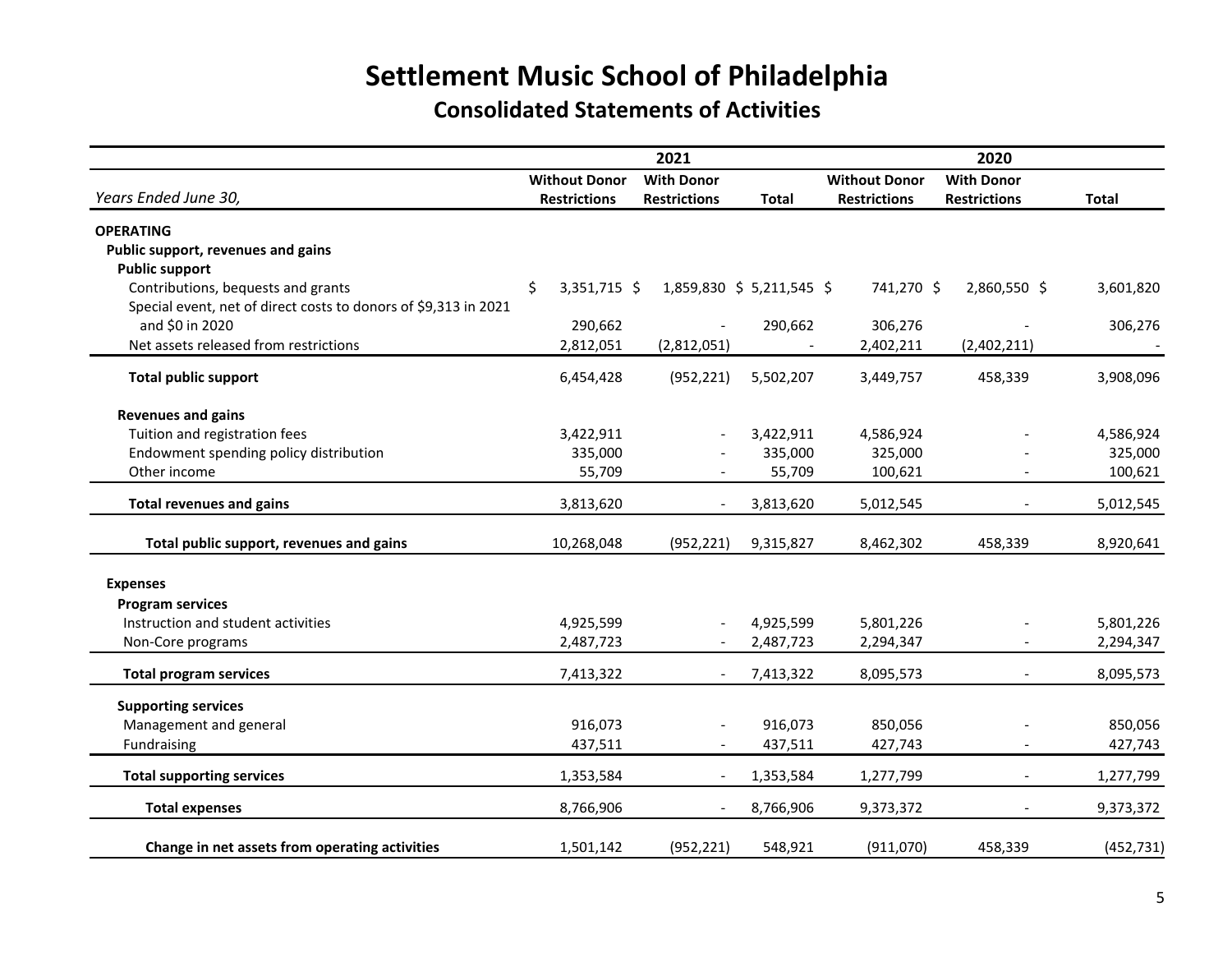# Settlement Music School of Philadelphia

## Consolidated Statements of Activities

| | 2021 | | | 2020 | | |
|---|---|---|---|---|---|---|
| *Years Ended June 30,* | **Without Donor Restrictions** | **With Donor Restrictions** | **Total** | **Without Donor Restrictions** | **With Donor Restrictions** | **Total** |
| **OPERATING** | | | | | | |
| **Public support, revenues and gains** | | | | | | |
| **Public support** | | | | | | |
| Contributions, bequests and grants | $ 3,351,715 | $ 1,859,830 | $ 5,211,545 | $ 741,270 | $ 2,860,550 | $ 3,601,820 |
| Special event, net of direct costs to donors of $9,313 in 2021 and $0 in 2020 | 290,662 | - | 290,662 | 306,276 | - | 306,276 |
| Net assets released from restrictions | 2,812,051 | (2,812,051) | - | 2,402,211 | (2,402,211) | - |
| **Total public support** | 6,454,428 | (952,221) | 5,502,207 | 3,449,757 | 458,339 | 3,908,096 |
| **Revenues and gains** | | | | | | |
| Tuition and registration fees | 3,422,911 | - | 3,422,911 | 4,586,924 | - | 4,586,924 |
| Endowment spending policy distribution | 335,000 | - | 335,000 | 325,000 | - | 325,000 |
| Other income | 55,709 | - | 55,709 | 100,621 | - | 100,621 |
| **Total revenues and gains** | 3,813,620 | - | 3,813,620 | 5,012,545 | - | 5,012,545 |
| **Total public support, revenues and gains** | 10,268,048 | (952,221) | 9,315,827 | 8,462,302 | 458,339 | 8,920,641 |
| **Expenses** | | | | | | |
| **Program services** | | | | | | |
| Instruction and student activities | 4,925,599 | - | 4,925,599 | 5,801,226 | - | 5,801,226 |
| Non-Core programs | 2,487,723 | - | 2,487,723 | 2,294,347 | - | 2,294,347 |
| **Total program services** | 7,413,322 | - | 7,413,322 | 8,095,573 | - | 8,095,573 |
| **Supporting services** | | | | | | |
| Management and general | 916,073 | - | 916,073 | 850,056 | - | 850,056 |
| Fundraising | 437,511 | - | 437,511 | 427,743 | - | 427,743 |
| **Total supporting services** | 1,353,584 | - | 1,353,584 | 1,277,799 | - | 1,277,799 |
| **Total expenses** | 8,766,906 | - | 8,766,906 | 9,373,372 | - | 9,373,372 |
| **Change in net assets from operating activities** | 1,501,142 | (952,221) | 548,921 | (911,070) | 458,339 | (452,731) |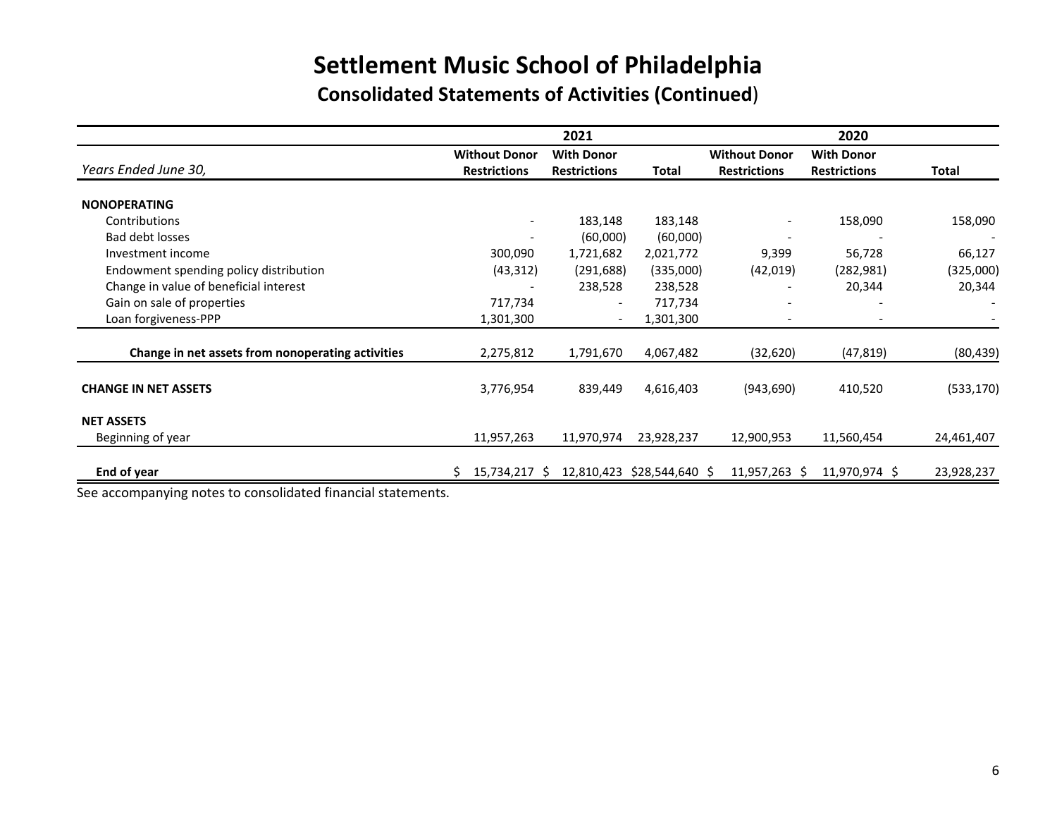# Settlement Music School of Philadelphia

## Consolidated Statements of Activities (Continued)

| | 2021 | | | 2020 | | |
|---|---|---|---|---|---|---|
| *Years Ended June 30,* | **Without Donor Restrictions** | **With Donor Restrictions** | **Total** | **Without Donor Restrictions** | **With Donor Restrictions** | **Total** |
| **NONOPERATING** | | | | | | |
| Contributions | - | 183,148 | 183,148 | - | 158,090 | 158,090 |
| Bad debt losses | - | (60,000) | (60,000) | - | - | - |
| Investment income | 300,090 | 1,721,682 | 2,021,772 | 9,399 | 56,728 | 66,127 |
| Endowment spending policy distribution | (43,312) | (291,688) | (335,000) | (42,019) | (282,981) | (325,000) |
| Change in value of beneficial interest | - | 238,528 | 238,528 | - | 20,344 | 20,344 |
| Gain on sale of properties | 717,734 | - | 717,734 | - | - | - |
| Loan forgiveness-PPP | 1,301,300 | - | 1,301,300 | - | - | - |
| **Change in net assets from nonoperating activities** | 2,275,812 | 1,791,670 | 4,067,482 | (32,620) | (47,819) | (80,439) |
| **CHANGE IN NET ASSETS** | 3,776,954 | 839,449 | 4,616,403 | (943,690) | 410,520 | (533,170) |
| **NET ASSETS** | | | | | | |
| Beginning of year | 11,957,263 | 11,970,974 | 23,928,237 | 12,900,953 | 11,560,454 | 24,461,407 |
| **End of year** | $ 15,734,217 | $ 12,810,423 | $28,544,640 | $ 11,957,263 | $ 11,970,974 | $ 23,928,237 |

See accompanying notes to consolidated financial statements.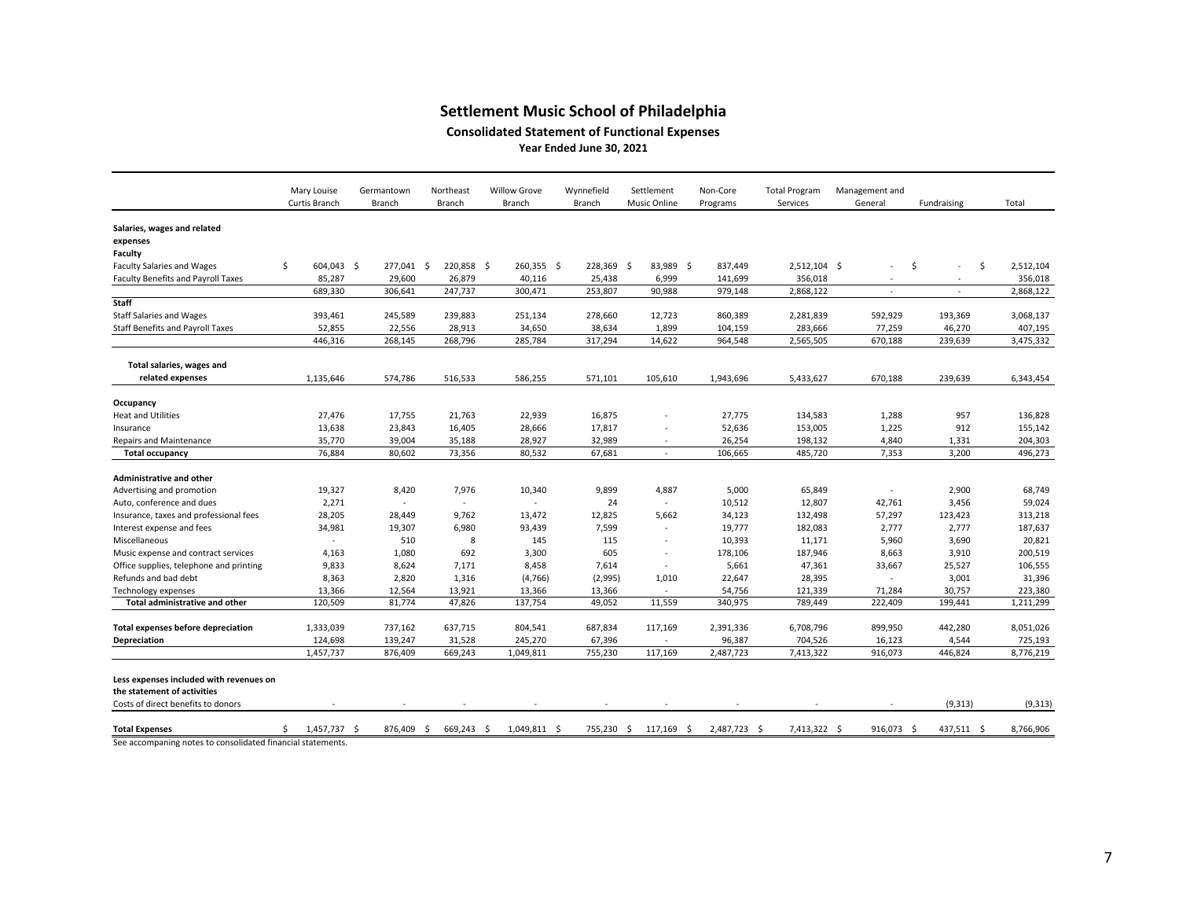# Settlement Music School of Philadelphia

## Consolidated Statement of Functional Expenses

### Year Ended June 30, 2021

| | Mary Louise Curtis Branch | Germantown Branch | Northeast Branch | Willow Grove Branch | Wynnefield Branch | Settlement Music Online | Non-Core Programs | Total Program Services | Management and General | Fundraising | Total |
|---|---|---|---|---|---|---|---|---|---|---|---|
| **Salaries, wages and related expenses** | | | | | | | | | | | |
| **Faculty** | | | | | | | | | | | |
| Faculty Salaries and Wages | $ 604,043 | $ 277,041 | $ 220,858 | $ 260,355 | $ 228,369 | $ 83,989 | $ 837,449 | 2,512,104 | $ - | $ - | $ 2,512,104 |
| Faculty Benefits and Payroll Taxes | 85,287 | 29,600 | 26,879 | 40,116 | 25,438 | 6,999 | 141,699 | 356,018 | - | - | 356,018 |
| | 689,330 | 306,641 | 247,737 | 300,471 | 253,807 | 90,988 | 979,148 | 2,868,122 | - | - | 2,868,122 |
| **Staff** | | | | | | | | | | | |
| Staff Salaries and Wages | 393,461 | 245,589 | 239,883 | 251,134 | 278,660 | 12,723 | 860,389 | 2,281,839 | 592,929 | 193,369 | 3,068,137 |
| Staff Benefits and Payroll Taxes | 52,855 | 22,556 | 28,913 | 34,650 | 38,634 | 1,899 | 104,159 | 283,666 | 77,259 | 46,270 | 407,195 |
| | 446,316 | 268,145 | 268,796 | 285,784 | 317,294 | 14,622 | 964,548 | 2,565,505 | 670,188 | 239,639 | 3,475,332 |
| **Total salaries, wages and related expenses** | 1,135,646 | 574,786 | 516,533 | 586,255 | 571,101 | 105,610 | 1,943,696 | 5,433,627 | 670,188 | 239,639 | 6,343,454 |
| **Occupancy** | | | | | | | | | | | |
| Heat and Utilities | 27,476 | 17,755 | 21,763 | 22,939 | 16,875 | - | 27,775 | 134,583 | 1,288 | 957 | 136,828 |
| Insurance | 13,638 | 23,843 | 16,405 | 28,666 | 17,817 | - | 52,636 | 153,005 | 1,225 | 912 | 155,142 |
| Repairs and Maintenance | 35,770 | 39,004 | 35,188 | 28,927 | 32,989 | - | 26,254 | 198,132 | 4,840 | 1,331 | 204,303 |
| **Total occupancy** | 76,884 | 80,602 | 73,356 | 80,532 | 67,681 | - | 106,665 | 485,720 | 7,353 | 3,200 | 496,273 |
| **Administrative and other** | | | | | | | | | | | |
| Advertising and promotion | 19,327 | 8,420 | 7,976 | 10,340 | 9,899 | 4,887 | 5,000 | 65,849 | - | 2,900 | 68,749 |
| Auto, conference and dues | 2,271 | - | - | - | 24 | - | 10,512 | 12,807 | 42,761 | 3,456 | 59,024 |
| Insurance, taxes and professional fees | 28,205 | 28,449 | 9,762 | 13,472 | 12,825 | 5,662 | 34,123 | 132,498 | 57,297 | 123,423 | 313,218 |
| Interest expense and fees | 34,981 | 19,307 | 6,980 | 93,439 | 7,599 | - | 19,777 | 182,083 | 2,777 | 2,777 | 187,637 |
| Miscellaneous | - | 510 | 8 | 145 | 115 | - | 10,393 | 11,171 | 5,960 | 3,690 | 20,821 |
| Music expense and contract services | 4,163 | 1,080 | 692 | 3,300 | 605 | - | 178,106 | 187,946 | 8,663 | 3,910 | 200,519 |
| Office supplies, telephone and printing | 9,833 | 8,624 | 7,171 | 8,458 | 7,614 | - | 5,661 | 47,361 | 33,667 | 25,527 | 106,555 |
| Refunds and bad debt | 8,363 | 2,820 | 1,316 | (4,766) | (2,995) | 1,010 | 22,647 | 28,395 | - | 3,001 | 31,396 |
| Technology expenses | 13,366 | 12,564 | 13,921 | 13,366 | 13,366 | - | 54,756 | 121,339 | 71,284 | 30,757 | 223,380 |
| **Total administrative and other** | 120,509 | 81,774 | 47,826 | 137,754 | 49,052 | 11,559 | 340,975 | 789,449 | 222,409 | 199,441 | 1,211,299 |
| **Total expenses before depreciation** | 1,333,039 | 737,162 | 637,715 | 804,541 | 687,834 | 117,169 | 2,391,336 | 6,708,796 | 899,950 | 442,280 | 8,051,026 |
| **Depreciation** | 124,698 | 139,247 | 31,528 | 245,270 | 67,396 | - | 96,387 | 704,526 | 16,123 | 4,544 | 725,193 |
| | 1,457,737 | 876,409 | 669,243 | 1,049,811 | 755,230 | 117,169 | 2,487,723 | 7,413,322 | 916,073 | 446,824 | 8,776,219 |
| **Less expenses included with revenues on the statement of activities** | | | | | | | | | | | |
| Costs of direct benefits to donors | - | - | - | - | - | - | - | - | - | (9,313) | (9,313) |
| **Total Expenses** | $ 1,457,737 | $ 876,409 | $ 669,243 | $ 1,049,811 | $ 755,230 | $ 117,169 | $ 2,487,723 | $ 7,413,322 | $ 916,073 | $ 437,511 | $ 8,766,906 |

See accompanying notes to consolidated financial statements.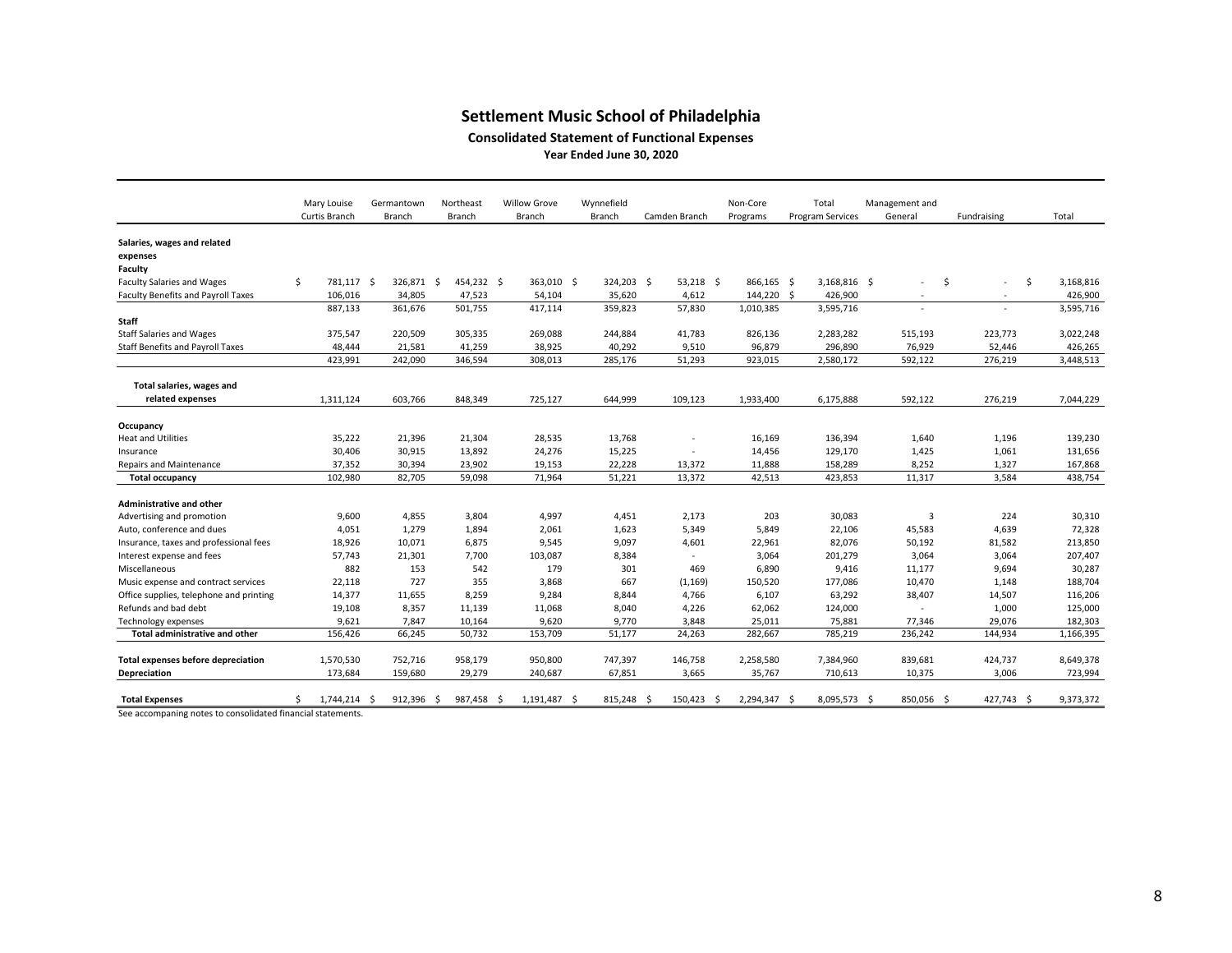# Settlement Music School of Philadelphia

## Consolidated Statement of Functional Expenses

### Year Ended June 30, 2020

| | Mary Louise Curtis Branch | Germantown Branch | Northeast Branch | Willow Grove Branch | Wynnefield Branch | Camden Branch | Non-Core Programs | Total Program Services | Management and General | Fundraising | Total |
|---|---|---|---|---|---|---|---|---|---|---|---|
| **Salaries, wages and related expenses** | | | | | | | | | | | |
| **Faculty** | | | | | | | | | | | |
| Faculty Salaries and Wages | $ 781,117 | $ 326,871 | $ 454,232 | $ 363,010 | $ 324,203 | $ 53,218 | $ 866,165 | $ 3,168,816 | $ - | $ - | $ 3,168,816 |
| Faculty Benefits and Payroll Taxes | 106,016 | 34,805 | 47,523 | 54,104 | 35,620 | 4,612 | 144,220 | $ 426,900 | - | - | 426,900 |
| | 887,133 | 361,676 | 501,755 | 417,114 | 359,823 | 57,830 | 1,010,385 | 3,595,716 | - | - | 3,595,716 |
| **Staff** | | | | | | | | | | | |
| Staff Salaries and Wages | 375,547 | 220,509 | 305,335 | 269,088 | 244,884 | 41,783 | 826,136 | 2,283,282 | 515,193 | 223,773 | 3,022,248 |
| Staff Benefits and Payroll Taxes | 48,444 | 21,581 | 41,259 | 38,925 | 40,292 | 9,510 | 96,879 | 296,890 | 76,929 | 52,446 | 426,265 |
| | 423,991 | 242,090 | 346,594 | 308,013 | 285,176 | 51,293 | 923,015 | 2,580,172 | 592,122 | 276,219 | 3,448,513 |
| **Total salaries, wages and related expenses** | 1,311,124 | 603,766 | 848,349 | 725,127 | 644,999 | 109,123 | 1,933,400 | 6,175,888 | 592,122 | 276,219 | 7,044,229 |
| **Occupancy** | | | | | | | | | | | |
| Heat and Utilities | 35,222 | 21,396 | 21,304 | 28,535 | 13,768 | - | 16,169 | 136,394 | 1,640 | 1,196 | 139,230 |
| Insurance | 30,406 | 30,915 | 13,892 | 24,276 | 15,225 | - | 14,456 | 129,170 | 1,425 | 1,061 | 131,656 |
| Repairs and Maintenance | 37,352 | 30,394 | 23,902 | 19,153 | 22,228 | 13,372 | 11,888 | 158,289 | 8,252 | 1,327 | 167,868 |
| **Total occupancy** | 102,980 | 82,705 | 59,098 | 71,964 | 51,221 | 13,372 | 42,513 | 423,853 | 11,317 | 3,584 | 438,754 |
| **Administrative and other** | | | | | | | | | | | |
| Advertising and promotion | 9,600 | 4,855 | 3,804 | 4,997 | 4,451 | 2,173 | 203 | 30,083 | 3 | 224 | 30,310 |
| Auto, conference and dues | 4,051 | 1,279 | 1,894 | 2,061 | 1,623 | 5,349 | 5,849 | 22,106 | 45,583 | 4,639 | 72,328 |
| Insurance, taxes and professional fees | 18,926 | 10,071 | 6,875 | 9,545 | 9,097 | 4,601 | 22,961 | 82,076 | 50,192 | 81,582 | 213,850 |
| Interest expense and fees | 57,743 | 21,301 | 7,700 | 103,087 | 8,384 | - | 3,064 | 201,279 | 3,064 | 3,064 | 207,407 |
| Miscellaneous | 882 | 153 | 542 | 179 | 301 | 469 | 6,890 | 9,416 | 11,177 | 9,694 | 30,287 |
| Music expense and contract services | 22,118 | 727 | 355 | 3,868 | 667 | (1,169) | 150,520 | 177,086 | 10,470 | 1,148 | 188,704 |
| Office supplies, telephone and printing | 14,377 | 11,655 | 8,259 | 9,284 | 8,844 | 4,766 | 6,107 | 63,292 | 38,407 | 14,507 | 116,206 |
| Refunds and bad debt | 19,108 | 8,357 | 11,139 | 11,068 | 8,040 | 4,226 | 62,062 | 124,000 | - | 1,000 | 125,000 |
| Technology expenses | 9,621 | 7,847 | 10,164 | 9,620 | 9,770 | 3,848 | 25,011 | 75,881 | 77,346 | 29,076 | 182,303 |
| **Total administrative and other** | 156,426 | 66,245 | 50,732 | 153,709 | 51,177 | 24,263 | 282,667 | 785,219 | 236,242 | 144,934 | 1,166,395 |
| **Total expenses before depreciation** | 1,570,530 | 752,716 | 958,179 | 950,800 | 747,397 | 146,758 | 2,258,580 | 7,384,960 | 839,681 | 424,737 | 8,649,378 |
| **Depreciation** | 173,684 | 159,680 | 29,279 | 240,687 | 67,851 | 3,665 | 35,767 | 710,613 | 10,375 | 3,006 | 723,994 |
| **Total Expenses** | $ 1,744,214 | $ 912,396 | $ 987,458 | $ 1,191,487 | $ 815,248 | $ 150,423 | $ 2,294,347 | $ 8,095,573 | $ 850,056 | $ 427,743 | $ 9,373,372 |

See accompanying notes to consolidated financial statements.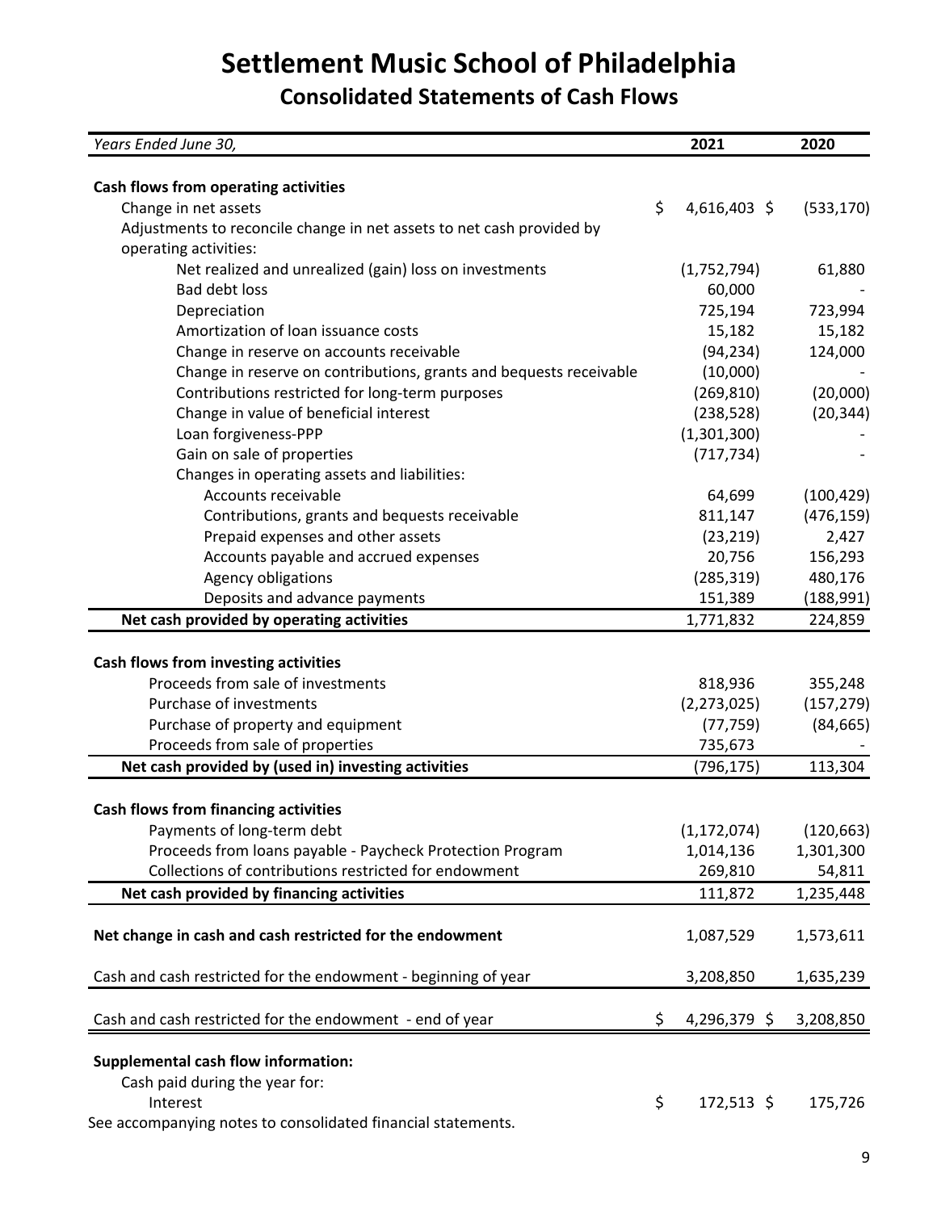# Settlement Music School of Philadelphia

## Consolidated Statements of Cash Flows

| *Years Ended June 30,* | 2021 | 2020 |
|---|---|---|
| **Cash flows from operating activities** | | |
| Change in net assets | $ 4,616,403 | $ (533,170) |
| Adjustments to reconcile change in net assets to net cash provided by operating activities: | | |
| Net realized and unrealized (gain) loss on investments | (1,752,794) | 61,880 |
| Bad debt loss | 60,000 | - |
| Depreciation | 725,194 | 723,994 |
| Amortization of loan issuance costs | 15,182 | 15,182 |
| Change in reserve on accounts receivable | (94,234) | 124,000 |
| Change in reserve on contributions, grants and bequests receivable | (10,000) | - |
| Contributions restricted for long-term purposes | (269,810) | (20,000) |
| Change in value of beneficial interest | (238,528) | (20,344) |
| Loan forgiveness-PPP | (1,301,300) | - |
| Gain on sale of properties | (717,734) | - |
| Changes in operating assets and liabilities: | | |
| Accounts receivable | 64,699 | (100,429) |
| Contributions, grants and bequests receivable | 811,147 | (476,159) |
| Prepaid expenses and other assets | (23,219) | 2,427 |
| Accounts payable and accrued expenses | 20,756 | 156,293 |
| Agency obligations | (285,319) | 480,176 |
| Deposits and advance payments | 151,389 | (188,991) |
| **Net cash provided by operating activities** | 1,771,832 | 224,859 |
| **Cash flows from investing activities** | | |
| Proceeds from sale of investments | 818,936 | 355,248 |
| Purchase of investments | (2,273,025) | (157,279) |
| Purchase of property and equipment | (77,759) | (84,665) |
| Proceeds from sale of properties | 735,673 | - |
| **Net cash provided by (used in) investing activities** | (796,175) | 113,304 |
| **Cash flows from financing activities** | | |
| Payments of long-term debt | (1,172,074) | (120,663) |
| Proceeds from loans payable - Paycheck Protection Program | 1,014,136 | 1,301,300 |
| Collections of contributions restricted for endowment | 269,810 | 54,811 |
| **Net cash provided by financing activities** | 111,872 | 1,235,448 |
| **Net change in cash and cash restricted for the endowment** | 1,087,529 | 1,573,611 |
| Cash and cash restricted for the endowment - beginning of year | 3,208,850 | 1,635,239 |
| Cash and cash restricted for the endowment - end of year | $ 4,296,379 | $ 3,208,850 |
| **Supplemental cash flow information:** | | |
| Cash paid during the year for: | | |
| Interest | $ 172,513 | $ 175,726 |

See accompanying notes to consolidated financial statements.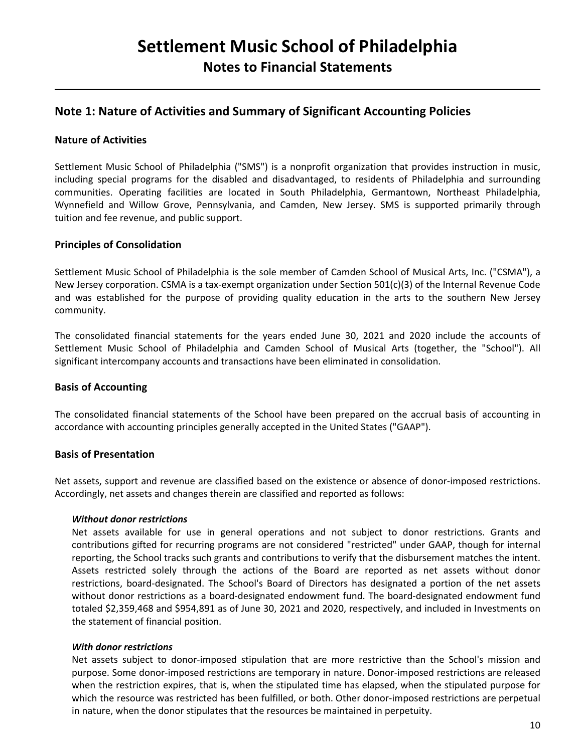# Settlement Music School of Philadelphia

## Notes to Financial Statements

## Note 1: Nature of Activities and Summary of Significant Accounting Policies

### Nature of Activities

Settlement Music School of Philadelphia ("SMS") is a nonprofit organization that provides instruction in music, including special programs for the disabled and disadvantaged, to residents of Philadelphia and surrounding communities. Operating facilities are located in South Philadelphia, Germantown, Northeast Philadelphia, Wynnefield and Willow Grove, Pennsylvania, and Camden, New Jersey. SMS is supported primarily through tuition and fee revenue, and public support.

### Principles of Consolidation

Settlement Music School of Philadelphia is the sole member of Camden School of Musical Arts, Inc. ("CSMA"), a New Jersey corporation. CSMA is a tax-exempt organization under Section 501(c)(3) of the Internal Revenue Code and was established for the purpose of providing quality education in the arts to the southern New Jersey community.

The consolidated financial statements for the years ended June 30, 2021 and 2020 include the accounts of Settlement Music School of Philadelphia and Camden School of Musical Arts (together, the "School"). All significant intercompany accounts and transactions have been eliminated in consolidation.

### Basis of Accounting

The consolidated financial statements of the School have been prepared on the accrual basis of accounting in accordance with accounting principles generally accepted in the United States ("GAAP").

### Basis of Presentation

Net assets, support and revenue are classified based on the existence or absence of donor-imposed restrictions. Accordingly, net assets and changes therein are classified and reported as follows:

***Without donor restrictions***
Net assets available for use in general operations and not subject to donor restrictions. Grants and contributions gifted for recurring programs are not considered "restricted" under GAAP, though for internal reporting, the School tracks such grants and contributions to verify that the disbursement matches the intent. Assets restricted solely through the actions of the Board are reported as net assets without donor restrictions, board-designated. The School's Board of Directors has designated a portion of the net assets without donor restrictions as a board-designated endowment fund. The board-designated endowment fund totaled $2,359,468 and $954,891 as of June 30, 2021 and 2020, respectively, and included in Investments on the statement of financial position.

***With donor restrictions***
Net assets subject to donor-imposed stipulation that are more restrictive than the School's mission and purpose. Some donor-imposed restrictions are temporary in nature. Donor-imposed restrictions are released when the restriction expires, that is, when the stipulated time has elapsed, when the stipulated purpose for which the resource was restricted has been fulfilled, or both. Other donor-imposed restrictions are perpetual in nature, when the donor stipulates that the resources be maintained in perpetuity.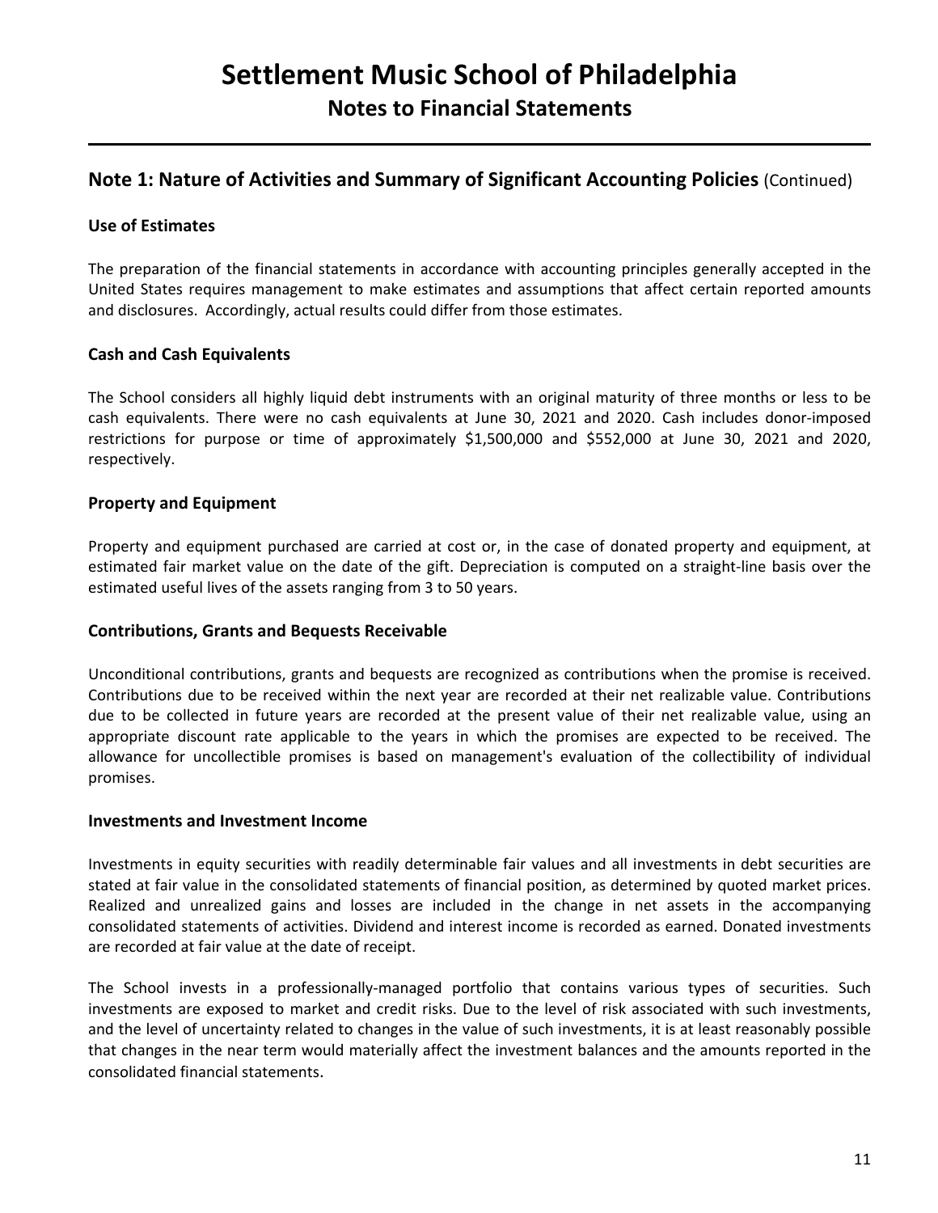# Settlement Music School of Philadelphia

## Notes to Financial Statements

## Note 1: Nature of Activities and Summary of Significant Accounting Policies (Continued)

### Use of Estimates

The preparation of the financial statements in accordance with accounting principles generally accepted in the United States requires management to make estimates and assumptions that affect certain reported amounts and disclosures. Accordingly, actual results could differ from those estimates.

### Cash and Cash Equivalents

The School considers all highly liquid debt instruments with an original maturity of three months or less to be cash equivalents. There were no cash equivalents at June 30, 2021 and 2020. Cash includes donor-imposed restrictions for purpose or time of approximately $1,500,000 and $552,000 at June 30, 2021 and 2020, respectively.

### Property and Equipment

Property and equipment purchased are carried at cost or, in the case of donated property and equipment, at estimated fair market value on the date of the gift. Depreciation is computed on a straight-line basis over the estimated useful lives of the assets ranging from 3 to 50 years.

### Contributions, Grants and Bequests Receivable

Unconditional contributions, grants and bequests are recognized as contributions when the promise is received. Contributions due to be received within the next year are recorded at their net realizable value. Contributions due to be collected in future years are recorded at the present value of their net realizable value, using an appropriate discount rate applicable to the years in which the promises are expected to be received. The allowance for uncollectible promises is based on management's evaluation of the collectibility of individual promises.

### Investments and Investment Income

Investments in equity securities with readily determinable fair values and all investments in debt securities are stated at fair value in the consolidated statements of financial position, as determined by quoted market prices. Realized and unrealized gains and losses are included in the change in net assets in the accompanying consolidated statements of activities. Dividend and interest income is recorded as earned. Donated investments are recorded at fair value at the date of receipt.

The School invests in a professionally-managed portfolio that contains various types of securities. Such investments are exposed to market and credit risks. Due to the level of risk associated with such investments, and the level of uncertainty related to changes in the value of such investments, it is at least reasonably possible that changes in the near term would materially affect the investment balances and the amounts reported in the consolidated financial statements.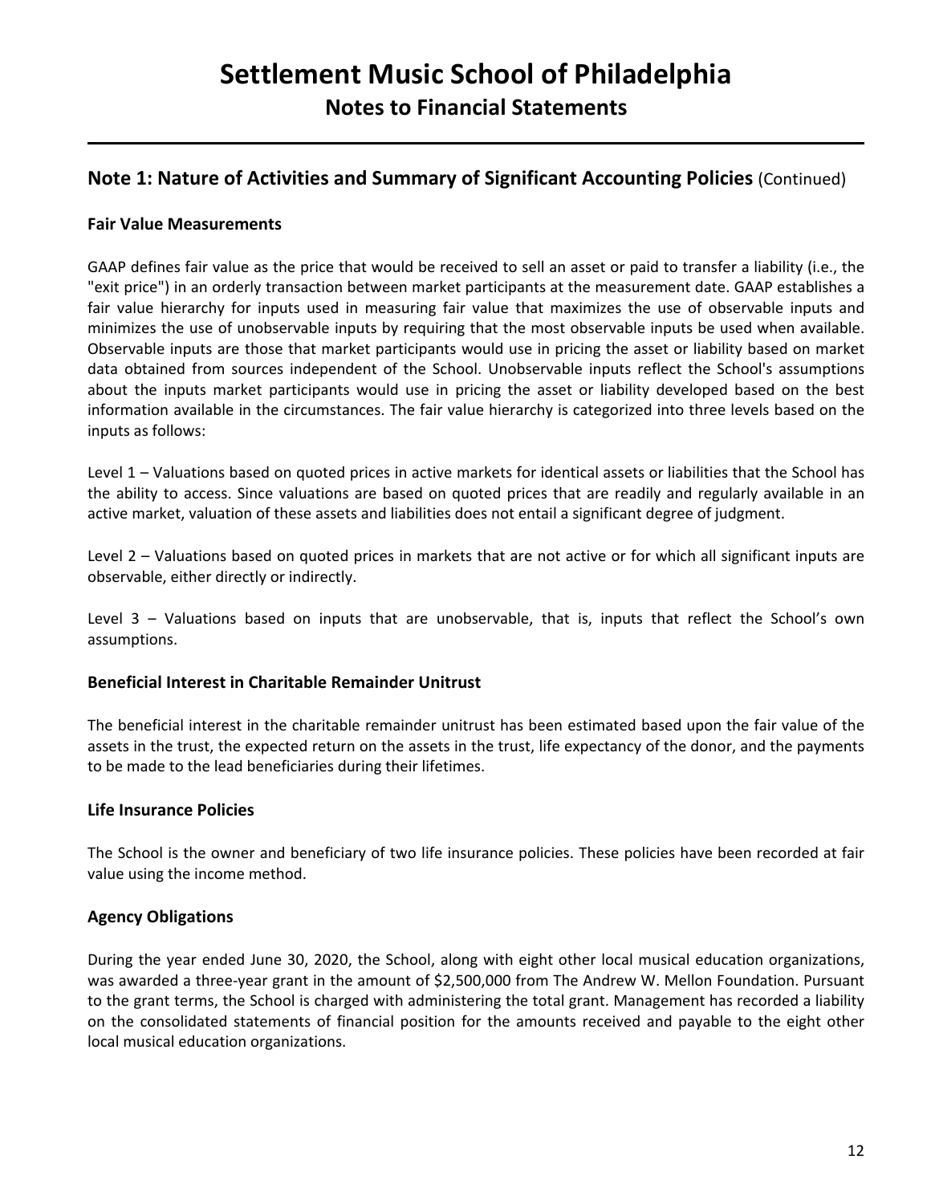# Settlement Music School of Philadelphia

## Notes to Financial Statements

## Note 1: Nature of Activities and Summary of Significant Accounting Policies (Continued)

### Fair Value Measurements

GAAP defines fair value as the price that would be received to sell an asset or paid to transfer a liability (i.e., the "exit price") in an orderly transaction between market participants at the measurement date. GAAP establishes a fair value hierarchy for inputs used in measuring fair value that maximizes the use of observable inputs and minimizes the use of unobservable inputs by requiring that the most observable inputs be used when available. Observable inputs are those that market participants would use in pricing the asset or liability based on market data obtained from sources independent of the School. Unobservable inputs reflect the School's assumptions about the inputs market participants would use in pricing the asset or liability developed based on the best information available in the circumstances. The fair value hierarchy is categorized into three levels based on the inputs as follows:

Level 1 – Valuations based on quoted prices in active markets for identical assets or liabilities that the School has the ability to access. Since valuations are based on quoted prices that are readily and regularly available in an active market, valuation of these assets and liabilities does not entail a significant degree of judgment.

Level 2 – Valuations based on quoted prices in markets that are not active or for which all significant inputs are observable, either directly or indirectly.

Level 3 – Valuations based on inputs that are unobservable, that is, inputs that reflect the School's own assumptions.

### Beneficial Interest in Charitable Remainder Unitrust

The beneficial interest in the charitable remainder unitrust has been estimated based upon the fair value of the assets in the trust, the expected return on the assets in the trust, life expectancy of the donor, and the payments to be made to the lead beneficiaries during their lifetimes.

### Life Insurance Policies

The School is the owner and beneficiary of two life insurance policies. These policies have been recorded at fair value using the income method.

### Agency Obligations

During the year ended June 30, 2020, the School, along with eight other local musical education organizations, was awarded a three-year grant in the amount of $2,500,000 from The Andrew W. Mellon Foundation. Pursuant to the grant terms, the School is charged with administering the total grant. Management has recorded a liability on the consolidated statements of financial position for the amounts received and payable to the eight other local musical education organizations.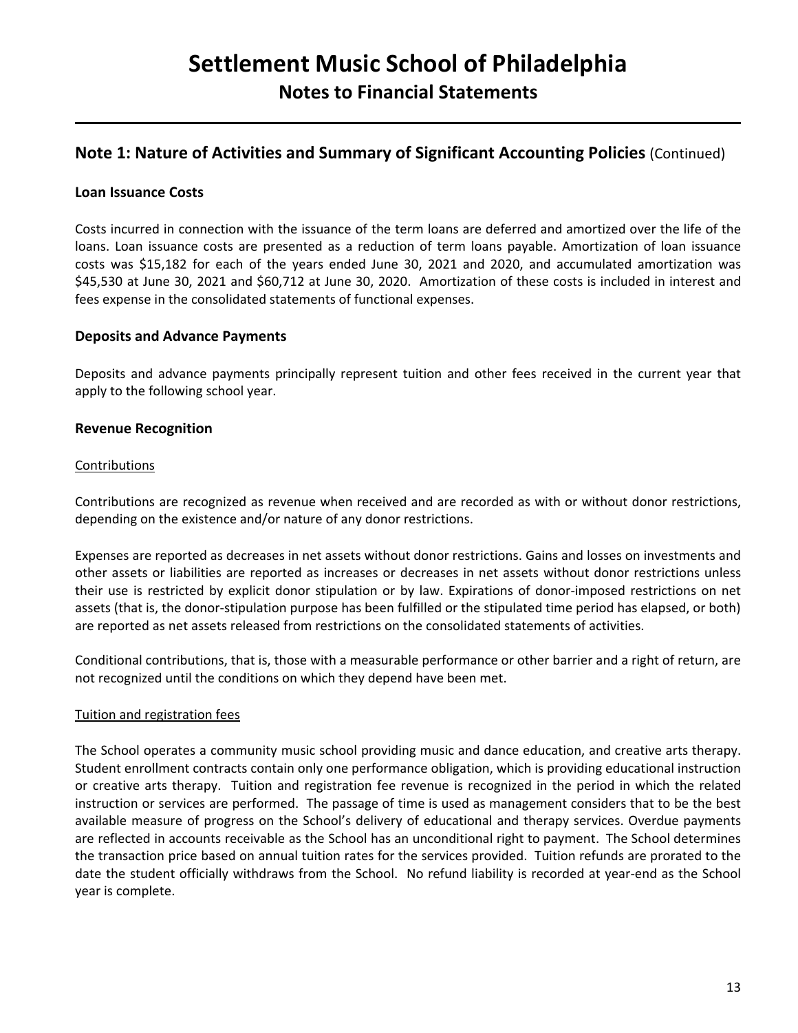## Note 1: Nature of Activities and Summary of Significant Accounting Policies (Continued)

### Loan Issuance Costs

Costs incurred in connection with the issuance of the term loans are deferred and amortized over the life of the loans. Loan issuance costs are presented as a reduction of term loans payable. Amortization of loan issuance costs was $15,182 for each of the years ended June 30, 2021 and 2020, and accumulated amortization was $45,530 at June 30, 2021 and $60,712 at June 30, 2020. Amortization of these costs is included in interest and fees expense in the consolidated statements of functional expenses.

### Deposits and Advance Payments

Deposits and advance payments principally represent tuition and other fees received in the current year that apply to the following school year.

### Revenue Recognition

<u>Contributions</u>

Contributions are recognized as revenue when received and are recorded as with or without donor restrictions, depending on the existence and/or nature of any donor restrictions.

Expenses are reported as decreases in net assets without donor restrictions. Gains and losses on investments and other assets or liabilities are reported as increases or decreases in net assets without donor restrictions unless their use is restricted by explicit donor stipulation or by law. Expirations of donor-imposed restrictions on net assets (that is, the donor-stipulation purpose has been fulfilled or the stipulated time period has elapsed, or both) are reported as net assets released from restrictions on the consolidated statements of activities.

Conditional contributions, that is, those with a measurable performance or other barrier and a right of return, are not recognized until the conditions on which they depend have been met.

<u>Tuition and registration fees</u>

The School operates a community music school providing music and dance education, and creative arts therapy. Student enrollment contracts contain only one performance obligation, which is providing educational instruction or creative arts therapy. Tuition and registration fee revenue is recognized in the period in which the related instruction or services are performed. The passage of time is used as management considers that to be the best available measure of progress on the School's delivery of educational and therapy services. Overdue payments are reflected in accounts receivable as the School has an unconditional right to payment. The School determines the transaction price based on annual tuition rates for the services provided. Tuition refunds are prorated to the date the student officially withdraws from the School. No refund liability is recorded at year-end as the School year is complete.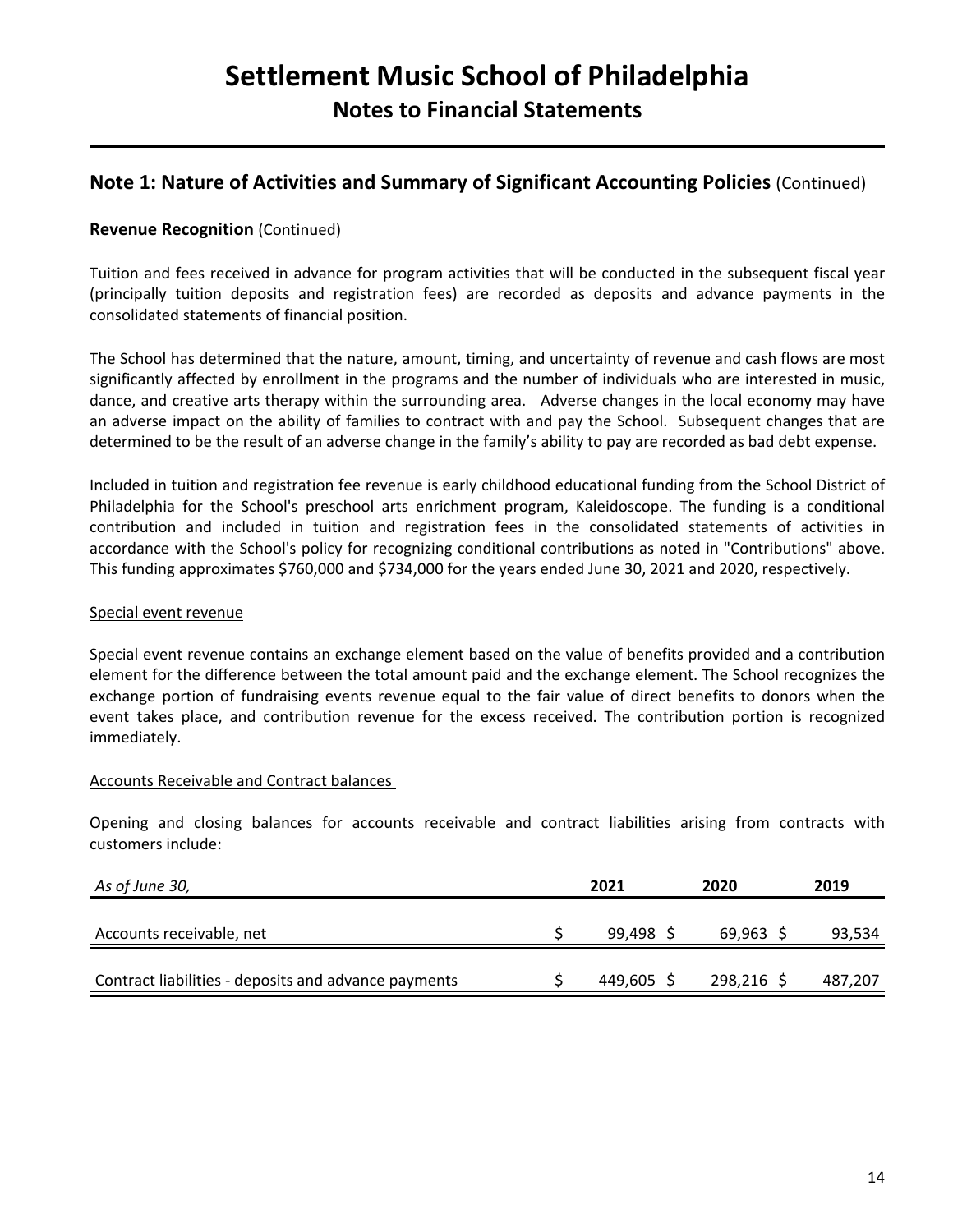# Settlement Music School of Philadelphia

## Notes to Financial Statements

## Note 1: Nature of Activities and Summary of Significant Accounting Policies (Continued)

**Revenue Recognition** (Continued)

Tuition and fees received in advance for program activities that will be conducted in the subsequent fiscal year (principally tuition deposits and registration fees) are recorded as deposits and advance payments in the consolidated statements of financial position.

The School has determined that the nature, amount, timing, and uncertainty of revenue and cash flows are most significantly affected by enrollment in the programs and the number of individuals who are interested in music, dance, and creative arts therapy within the surrounding area. Adverse changes in the local economy may have an adverse impact on the ability of families to contract with and pay the School. Subsequent changes that are determined to be the result of an adverse change in the family's ability to pay are recorded as bad debt expense.

Included in tuition and registration fee revenue is early childhood educational funding from the School District of Philadelphia for the School's preschool arts enrichment program, Kaleidoscope. The funding is a conditional contribution and included in tuition and registration fees in the consolidated statements of activities in accordance with the School's policy for recognizing conditional contributions as noted in "Contributions" above. This funding approximates $760,000 and $734,000 for the years ended June 30, 2021 and 2020, respectively.

Special event revenue

Special event revenue contains an exchange element based on the value of benefits provided and a contribution element for the difference between the total amount paid and the exchange element. The School recognizes the exchange portion of fundraising events revenue equal to the fair value of direct benefits to donors when the event takes place, and contribution revenue for the excess received. The contribution portion is recognized immediately.

Accounts Receivable and Contract balances

Opening and closing balances for accounts receivable and contract liabilities arising from contracts with customers include:

| *As of June 30,* | 2021 | 2020 | 2019 |
|---|---|---|---|
| Accounts receivable, net | $ 99,498 | $ 69,963 | $ 93,534 |
| Contract liabilities - deposits and advance payments | $ 449,605 | $ 298,216 | $ 487,207 |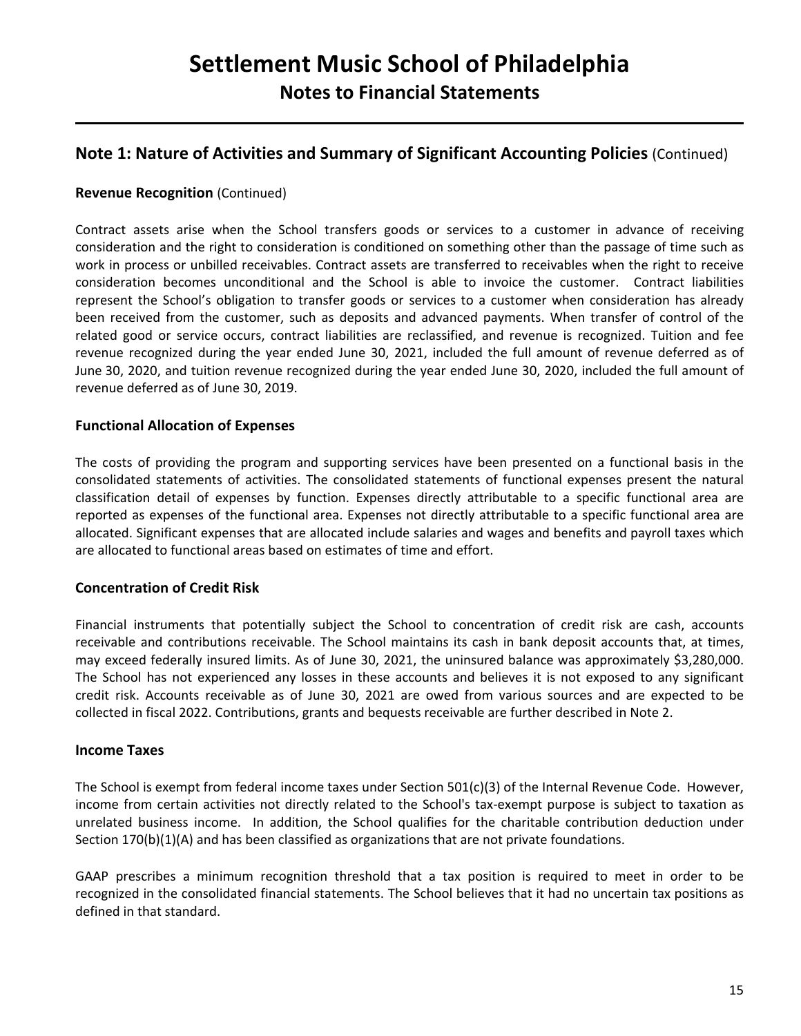# Settlement Music School of Philadelphia

## Notes to Financial Statements

## Note 1: Nature of Activities and Summary of Significant Accounting Policies (Continued)

### Revenue Recognition (Continued)

Contract assets arise when the School transfers goods or services to a customer in advance of receiving consideration and the right to consideration is conditioned on something other than the passage of time such as work in process or unbilled receivables. Contract assets are transferred to receivables when the right to receive consideration becomes unconditional and the School is able to invoice the customer. Contract liabilities represent the School's obligation to transfer goods or services to a customer when consideration has already been received from the customer, such as deposits and advanced payments. When transfer of control of the related good or service occurs, contract liabilities are reclassified, and revenue is recognized. Tuition and fee revenue recognized during the year ended June 30, 2021, included the full amount of revenue deferred as of June 30, 2020, and tuition revenue recognized during the year ended June 30, 2020, included the full amount of revenue deferred as of June 30, 2019.

### Functional Allocation of Expenses

The costs of providing the program and supporting services have been presented on a functional basis in the consolidated statements of activities. The consolidated statements of functional expenses present the natural classification detail of expenses by function. Expenses directly attributable to a specific functional area are reported as expenses of the functional area. Expenses not directly attributable to a specific functional area are allocated. Significant expenses that are allocated include salaries and wages and benefits and payroll taxes which are allocated to functional areas based on estimates of time and effort.

### Concentration of Credit Risk

Financial instruments that potentially subject the School to concentration of credit risk are cash, accounts receivable and contributions receivable. The School maintains its cash in bank deposit accounts that, at times, may exceed federally insured limits. As of June 30, 2021, the uninsured balance was approximately $3,280,000. The School has not experienced any losses in these accounts and believes it is not exposed to any significant credit risk. Accounts receivable as of June 30, 2021 are owed from various sources and are expected to be collected in fiscal 2022. Contributions, grants and bequests receivable are further described in Note 2.

### Income Taxes

The School is exempt from federal income taxes under Section 501(c)(3) of the Internal Revenue Code. However, income from certain activities not directly related to the School's tax-exempt purpose is subject to taxation as unrelated business income. In addition, the School qualifies for the charitable contribution deduction under Section 170(b)(1)(A) and has been classified as organizations that are not private foundations.

GAAP prescribes a minimum recognition threshold that a tax position is required to meet in order to be recognized in the consolidated financial statements. The School believes that it had no uncertain tax positions as defined in that standard.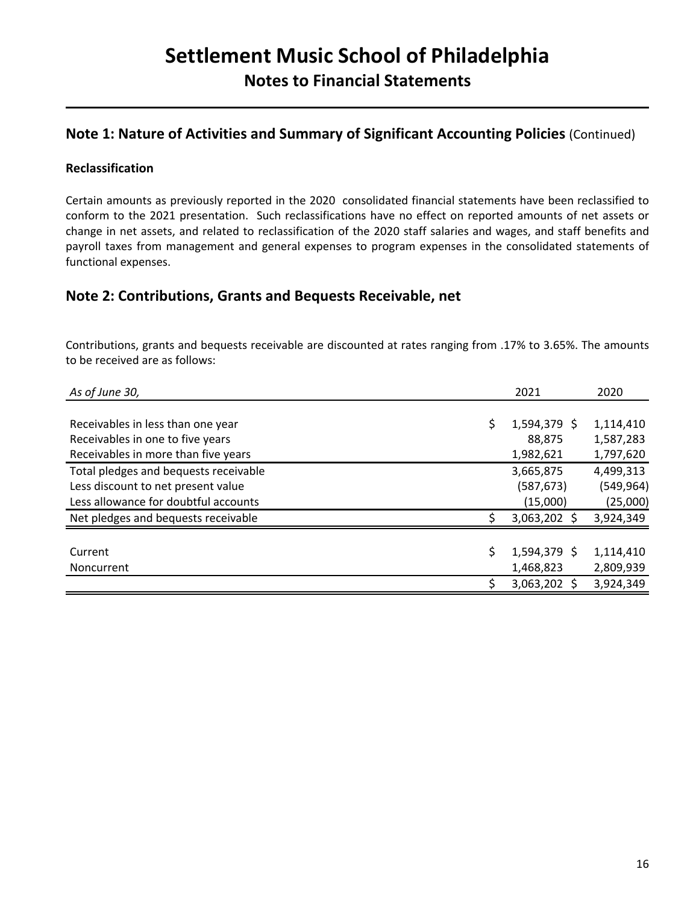# Settlement Music School of Philadelphia

## Notes to Financial Statements

## Note 1: Nature of Activities and Summary of Significant Accounting Policies (Continued)

### Reclassification

Certain amounts as previously reported in the 2020 consolidated financial statements have been reclassified to conform to the 2021 presentation. Such reclassifications have no effect on reported amounts of net assets or change in net assets, and related to reclassification of the 2020 staff salaries and wages, and staff benefits and payroll taxes from management and general expenses to program expenses in the consolidated statements of functional expenses.

## Note 2: Contributions, Grants and Bequests Receivable, net

Contributions, grants and bequests receivable are discounted at rates ranging from .17% to 3.65%. The amounts to be received are as follows:

| *As of June 30,* | 2021 | 2020 |
|---|---|---|
| Receivables in less than one year | $ 1,594,379 | $ 1,114,410 |
| Receivables in one to five years | 88,875 | 1,587,283 |
| Receivables in more than five years | 1,982,621 | 1,797,620 |
| Total pledges and bequests receivable | 3,665,875 | 4,499,313 |
| Less discount to net present value | (587,673) | (549,964) |
| Less allowance for doubtful accounts | (15,000) | (25,000) |
| Net pledges and bequests receivable | $ 3,063,202 | $ 3,924,349 |
| | | |
| Current | $ 1,594,379 | $ 1,114,410 |
| Noncurrent | 1,468,823 | 2,809,939 |
| | $ 3,063,202 | $ 3,924,349 |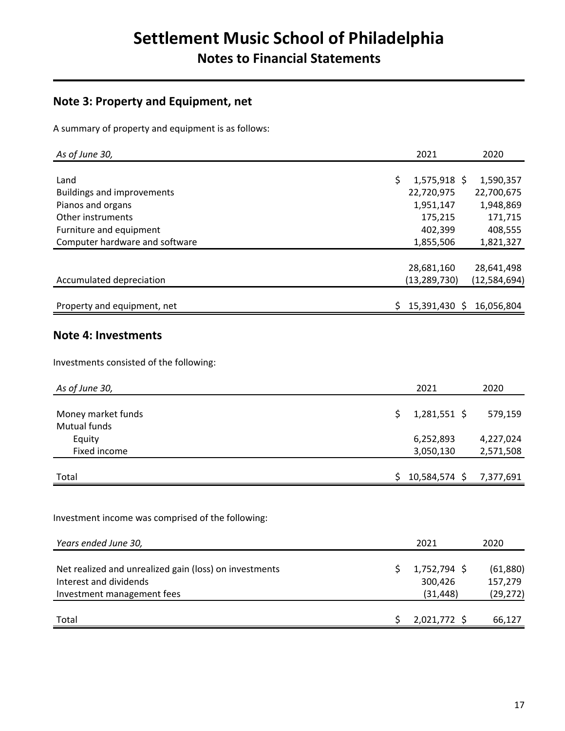# Settlement Music School of Philadelphia

## Notes to Financial Statements

### Note 3: Property and Equipment, net

A summary of property and equipment is as follows:

| *As of June 30,* | 2021 | 2020 |
|---|---|---|
| Land | $ 1,575,918 | $ 1,590,357 |
| Buildings and improvements | 22,720,975 | 22,700,675 |
| Pianos and organs | 1,951,147 | 1,948,869 |
| Other instruments | 175,215 | 171,715 |
| Furniture and equipment | 402,399 | 408,555 |
| Computer hardware and software | 1,855,506 | 1,821,327 |
| | 28,681,160 | 28,641,498 |
| Accumulated depreciation | (13,289,730) | (12,584,694) |
| Property and equipment, net | $ 15,391,430 | $ 16,056,804 |

### Note 4: Investments

Investments consisted of the following:

| *As of June 30,* | 2021 | 2020 |
|---|---|---|
| Money market funds | $ 1,281,551 | $ 579,159 |
| Mutual funds | | |
| Equity | 6,252,893 | 4,227,024 |
| Fixed income | 3,050,130 | 2,571,508 |
| Total | $ 10,584,574 | $ 7,377,691 |

Investment income was comprised of the following:

| *Years ended June 30,* | 2021 | 2020 |
|---|---|---|
| Net realized and unrealized gain (loss) on investments | $ 1,752,794 | $ (61,880) |
| Interest and dividends | 300,426 | 157,279 |
| Investment management fees | (31,448) | (29,272) |
| Total | $ 2,021,772 | $ 66,127 |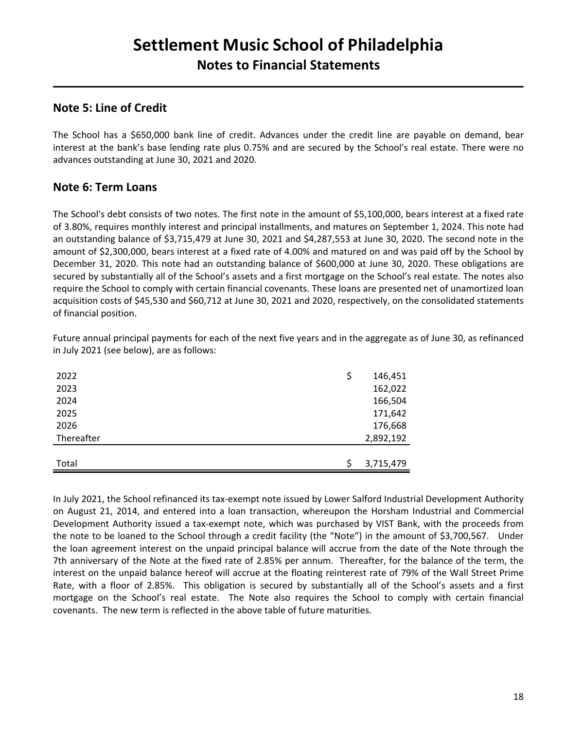## Note 5: Line of Credit

The School has a $650,000 bank line of credit. Advances under the credit line are payable on demand, bear interest at the bank's base lending rate plus 0.75% and are secured by the School's real estate. There were no advances outstanding at June 30, 2021 and 2020.

## Note 6: Term Loans

The School's debt consists of two notes. The first note in the amount of $5,100,000, bears interest at a fixed rate of 3.80%, requires monthly interest and principal installments, and matures on September 1, 2024. This note had an outstanding balance of $3,715,479 at June 30, 2021 and $4,287,553 at June 30, 2020. The second note in the amount of $2,300,000, bears interest at a fixed rate of 4.00% and matured on and was paid off by the School by December 31, 2020. This note had an outstanding balance of $600,000 at June 30, 2020. These obligations are secured by substantially all of the School's assets and a first mortgage on the School's real estate. The notes also require the School to comply with certain financial covenants. These loans are presented net of unamortized loan acquisition costs of $45,530 and $60,712 at June 30, 2021 and 2020, respectively, on the consolidated statements of financial position.

Future annual principal payments for each of the next five years and in the aggregate as of June 30, as refinanced in July 2021 (see below), are as follows:

| | |
|---|---|
| 2022 | $ 146,451 |
| 2023 | 162,022 |
| 2024 | 166,504 |
| 2025 | 171,642 |
| 2026 | 176,668 |
| Thereafter | 2,892,192 |
| Total | $ 3,715,479 |

In July 2021, the School refinanced its tax-exempt note issued by Lower Salford Industrial Development Authority on August 21, 2014, and entered into a loan transaction, whereupon the Horsham Industrial and Commercial Development Authority issued a tax-exempt note, which was purchased by VIST Bank, with the proceeds from the note to be loaned to the School through a credit facility (the "Note") in the amount of $3,700,567. Under the loan agreement interest on the unpaid principal balance will accrue from the date of the Note through the 7th anniversary of the Note at the fixed rate of 2.85% per annum. Thereafter, for the balance of the term, the interest on the unpaid balance hereof will accrue at the floating reinterest rate of 79% of the Wall Street Prime Rate, with a floor of 2.85%. This obligation is secured by substantially all of the School's assets and a first mortgage on the School's real estate. The Note also requires the School to comply with certain financial covenants. The new term is reflected in the above table of future maturities.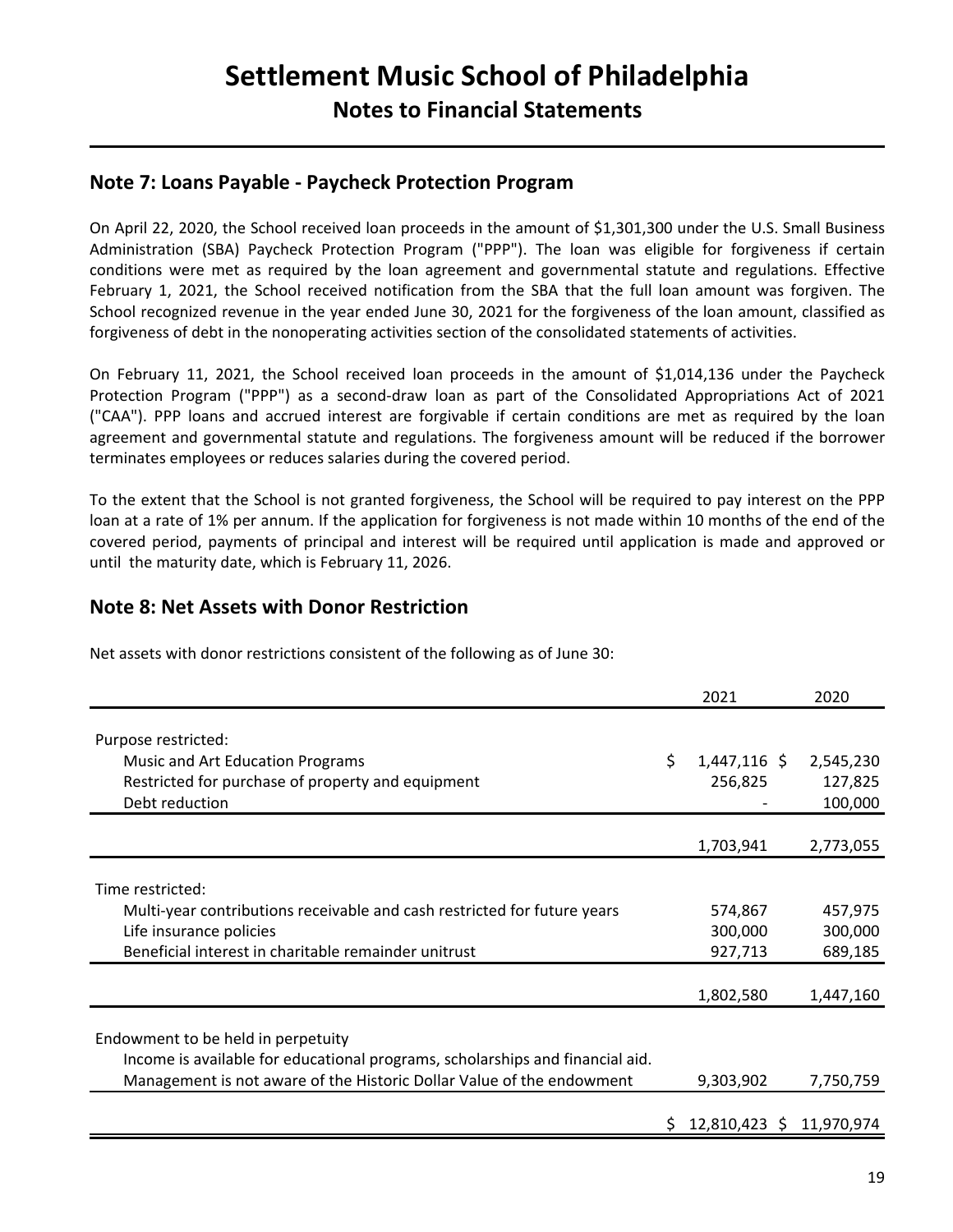# Settlement Music School of Philadelphia

## Notes to Financial Statements

### Note 7: Loans Payable - Paycheck Protection Program

On April 22, 2020, the School received loan proceeds in the amount of $1,301,300 under the U.S. Small Business Administration (SBA) Paycheck Protection Program ("PPP"). The loan was eligible for forgiveness if certain conditions were met as required by the loan agreement and governmental statute and regulations. Effective February 1, 2021, the School received notification from the SBA that the full loan amount was forgiven. The School recognized revenue in the year ended June 30, 2021 for the forgiveness of the loan amount, classified as forgiveness of debt in the nonoperating activities section of the consolidated statements of activities.

On February 11, 2021, the School received loan proceeds in the amount of $1,014,136 under the Paycheck Protection Program ("PPP") as a second-draw loan as part of the Consolidated Appropriations Act of 2021 ("CAA"). PPP loans and accrued interest are forgivable if certain conditions are met as required by the loan agreement and governmental statute and regulations. The forgiveness amount will be reduced if the borrower terminates employees or reduces salaries during the covered period.

To the extent that the School is not granted forgiveness, the School will be required to pay interest on the PPP loan at a rate of 1% per annum. If the application for forgiveness is not made within 10 months of the end of the covered period, payments of principal and interest will be required until application is made and approved or until the maturity date, which is February 11, 2026.

### Note 8: Net Assets with Donor Restriction

Net assets with donor restrictions consistent of the following as of June 30:

| | 2021 | 2020 |
|---|---|---|
| Purpose restricted: | | |
| Music and Art Education Programs | $ 1,447,116 | $ 2,545,230 |
| Restricted for purchase of property and equipment | 256,825 | 127,825 |
| Debt reduction | - | 100,000 |
| | 1,703,941 | 2,773,055 |
| Time restricted: | | |
| Multi-year contributions receivable and cash restricted for future years | 574,867 | 457,975 |
| Life insurance policies | 300,000 | 300,000 |
| Beneficial interest in charitable remainder unitrust | 927,713 | 689,185 |
| | 1,802,580 | 1,447,160 |
| Endowment to be held in perpetuity | | |
| Income is available for educational programs, scholarships and financial aid. | | |
| Management is not aware of the Historic Dollar Value of the endowment | 9,303,902 | 7,750,759 |
| | $ 12,810,423 | $ 11,970,974 |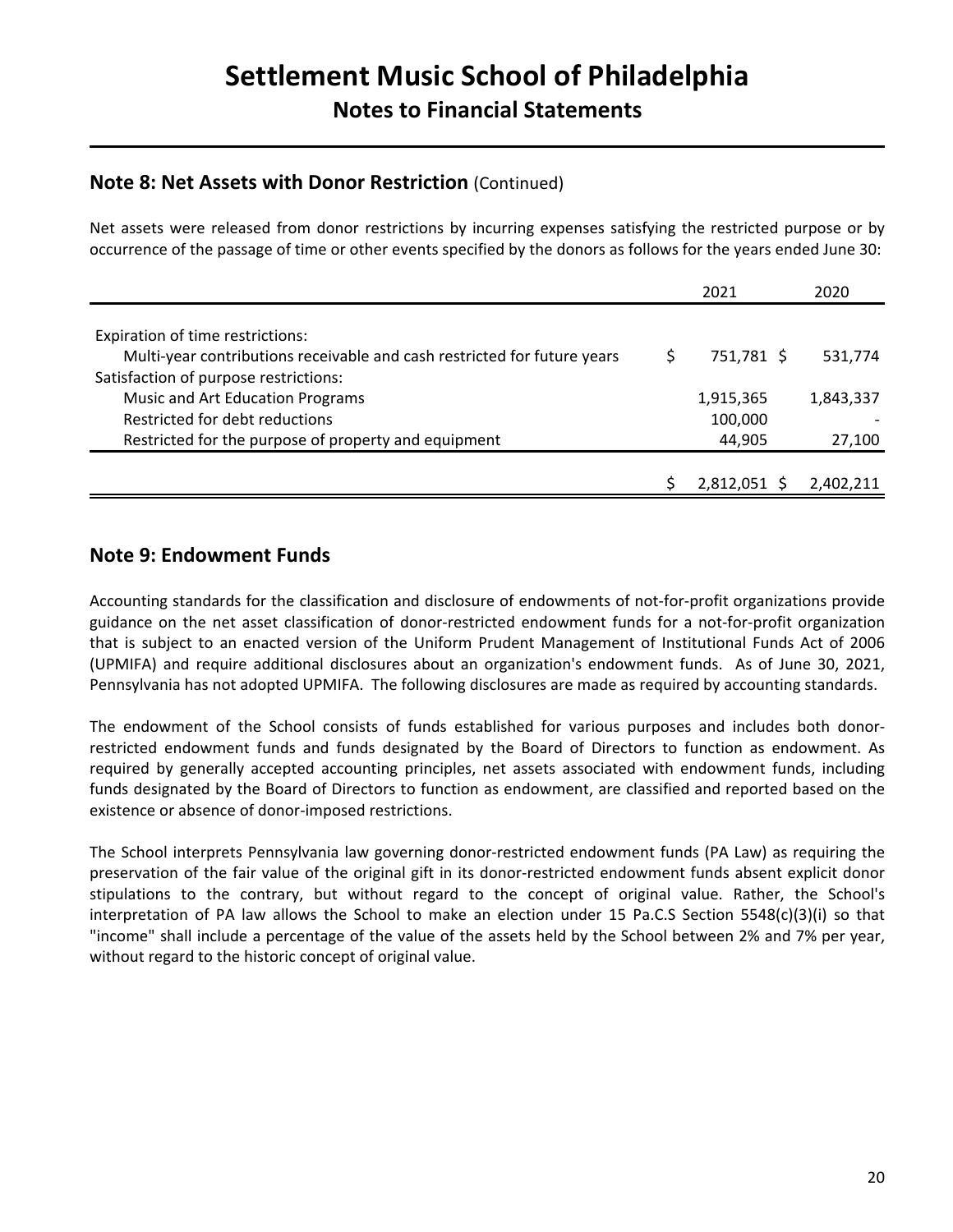# Settlement Music School of Philadelphia

## Notes to Financial Statements

### Note 8: Net Assets with Donor Restriction (Continued)

Net assets were released from donor restrictions by incurring expenses satisfying the restricted purpose or by occurrence of the passage of time or other events specified by the donors as follows for the years ended June 30:

| | 2021 | 2020 |
|---|---|---|
| Expiration of time restrictions: | | |
| Multi-year contributions receivable and cash restricted for future years | $ 751,781 | $ 531,774 |
| Satisfaction of purpose restrictions: | | |
| Music and Art Education Programs | 1,915,365 | 1,843,337 |
| Restricted for debt reductions | 100,000 | - |
| Restricted for the purpose of property and equipment | 44,905 | 27,100 |
| | $ 2,812,051 | $ 2,402,211 |

### Note 9: Endowment Funds

Accounting standards for the classification and disclosure of endowments of not-for-profit organizations provide guidance on the net asset classification of donor-restricted endowment funds for a not-for-profit organization that is subject to an enacted version of the Uniform Prudent Management of Institutional Funds Act of 2006 (UPMIFA) and require additional disclosures about an organization's endowment funds. As of June 30, 2021, Pennsylvania has not adopted UPMIFA. The following disclosures are made as required by accounting standards.

The endowment of the School consists of funds established for various purposes and includes both donor-restricted endowment funds and funds designated by the Board of Directors to function as endowment. As required by generally accepted accounting principles, net assets associated with endowment funds, including funds designated by the Board of Directors to function as endowment, are classified and reported based on the existence or absence of donor-imposed restrictions.

The School interprets Pennsylvania law governing donor-restricted endowment funds (PA Law) as requiring the preservation of the fair value of the original gift in its donor-restricted endowment funds absent explicit donor stipulations to the contrary, but without regard to the concept of original value. Rather, the School's interpretation of PA law allows the School to make an election under 15 Pa.C.S Section 5548(c)(3)(i) so that "income" shall include a percentage of the value of the assets held by the School between 2% and 7% per year, without regard to the historic concept of original value.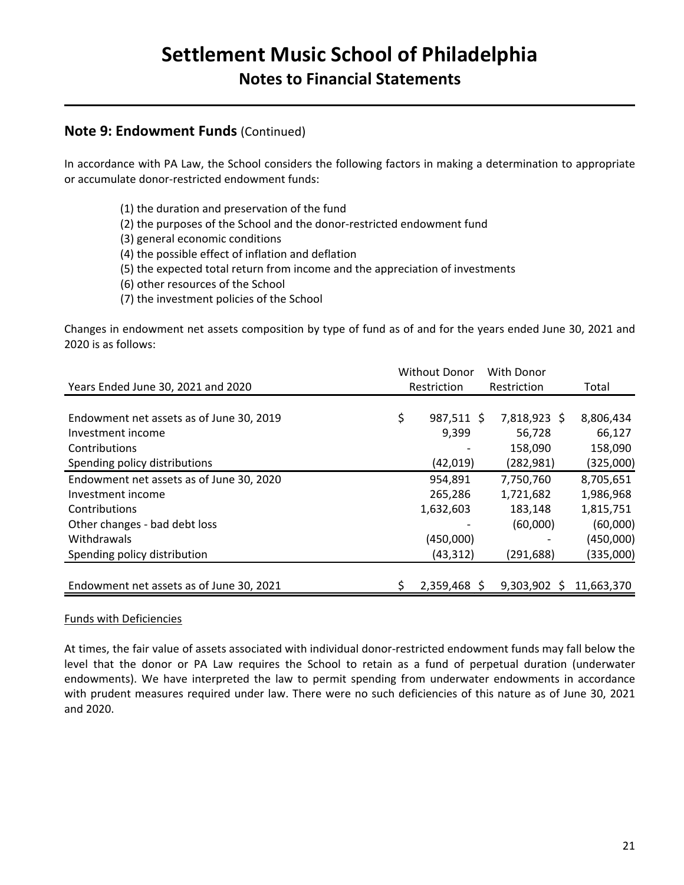## Note 9: Endowment Funds (Continued)

In accordance with PA Law, the School considers the following factors in making a determination to appropriate or accumulate donor-restricted endowment funds:

(1) the duration and preservation of the fund
(2) the purposes of the School and the donor-restricted endowment fund
(3) general economic conditions
(4) the possible effect of inflation and deflation
(5) the expected total return from income and the appreciation of investments
(6) other resources of the School
(7) the investment policies of the School

Changes in endowment net assets composition by type of fund as of and for the years ended June 30, 2021 and 2020 is as follows:

| Years Ended June 30, 2021 and 2020 | Without Donor Restriction | With Donor Restriction | Total |
|---|---|---|---|
| Endowment net assets as of June 30, 2019 | $ 987,511 | $ 7,818,923 | $ 8,806,434 |
| Investment income | 9,399 | 56,728 | 66,127 |
| Contributions | - | 158,090 | 158,090 |
| Spending policy distributions | (42,019) | (282,981) | (325,000) |
| Endowment net assets as of June 30, 2020 | 954,891 | 7,750,760 | 8,705,651 |
| Investment income | 265,286 | 1,721,682 | 1,986,968 |
| Contributions | 1,632,603 | 183,148 | 1,815,751 |
| Other changes - bad debt loss | - | (60,000) | (60,000) |
| Withdrawals | (450,000) | - | (450,000) |
| Spending policy distribution | (43,312) | (291,688) | (335,000) |
| Endowment net assets as of June 30, 2021 | $ 2,359,468 | $ 9,303,902 | $ 11,663,370 |

Funds with Deficiencies

At times, the fair value of assets associated with individual donor-restricted endowment funds may fall below the level that the donor or PA Law requires the School to retain as a fund of perpetual duration (underwater endowments). We have interpreted the law to permit spending from underwater endowments in accordance with prudent measures required under law. There were no such deficiencies of this nature as of June 30, 2021 and 2020.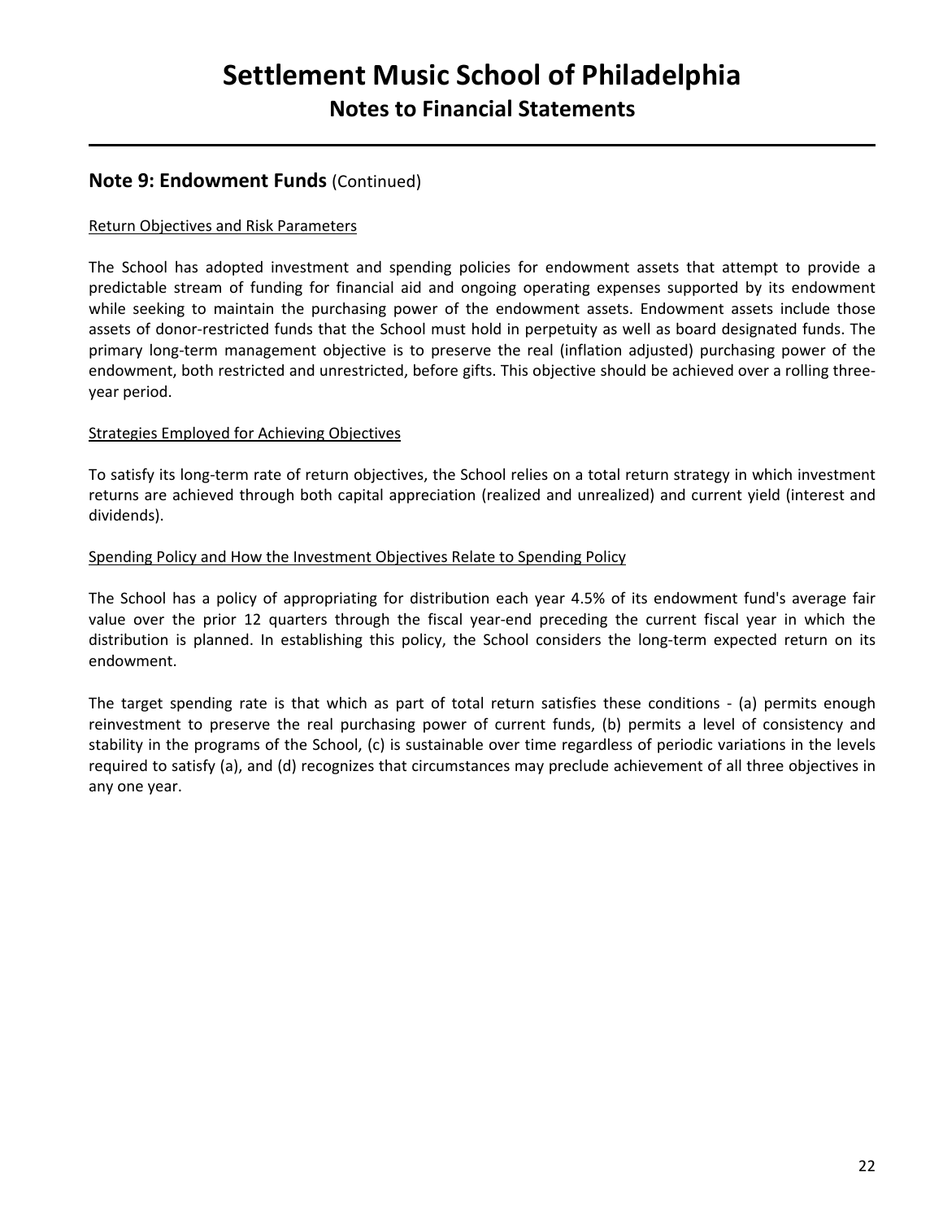## Note 9: Endowment Funds (Continued)

Return Objectives and Risk Parameters

The School has adopted investment and spending policies for endowment assets that attempt to provide a predictable stream of funding for financial aid and ongoing operating expenses supported by its endowment while seeking to maintain the purchasing power of the endowment assets. Endowment assets include those assets of donor-restricted funds that the School must hold in perpetuity as well as board designated funds. The primary long-term management objective is to preserve the real (inflation adjusted) purchasing power of the endowment, both restricted and unrestricted, before gifts. This objective should be achieved over a rolling three-year period.

Strategies Employed for Achieving Objectives

To satisfy its long-term rate of return objectives, the School relies on a total return strategy in which investment returns are achieved through both capital appreciation (realized and unrealized) and current yield (interest and dividends).

Spending Policy and How the Investment Objectives Relate to Spending Policy

The School has a policy of appropriating for distribution each year 4.5% of its endowment fund's average fair value over the prior 12 quarters through the fiscal year-end preceding the current fiscal year in which the distribution is planned. In establishing this policy, the School considers the long-term expected return on its endowment.

The target spending rate is that which as part of total return satisfies these conditions - (a) permits enough reinvestment to preserve the real purchasing power of current funds, (b) permits a level of consistency and stability in the programs of the School, (c) is sustainable over time regardless of periodic variations in the levels required to satisfy (a), and (d) recognizes that circumstances may preclude achievement of all three objectives in any one year.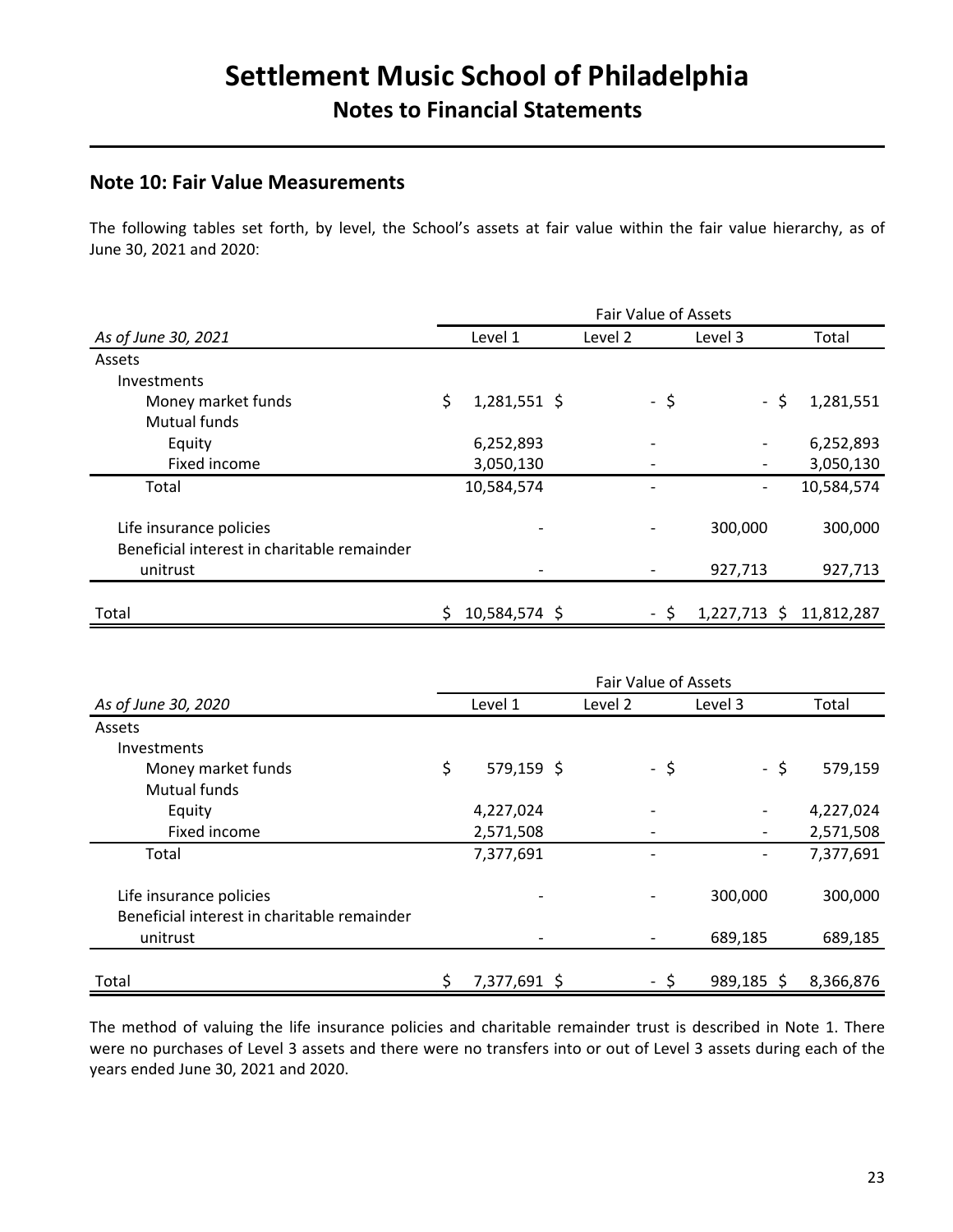## Note 10: Fair Value Measurements

The following tables set forth, by level, the School's assets at fair value within the fair value hierarchy, as of June 30, 2021 and 2020:

| | Fair Value of Assets | | | |
|---|---|---|---|---|
| *As of June 30, 2021* | Level 1 | Level 2 | Level 3 | Total |
| Assets | | | | |
| Investments | | | | |
| Money market funds | $ 1,281,551 | $ - | $ - | $ 1,281,551 |
| Mutual funds | | | | |
| Equity | 6,252,893 | - | - | 6,252,893 |
| Fixed income | 3,050,130 | - | - | 3,050,130 |
| Total | 10,584,574 | - | - | 10,584,574 |
| Life insurance policies | - | - | 300,000 | 300,000 |
| Beneficial interest in charitable remainder unitrust | - | - | 927,713 | 927,713 |
| Total | $ 10,584,574 | $ - | $ 1,227,713 | $ 11,812,287 |

| | Fair Value of Assets | | | |
|---|---|---|---|---|
| *As of June 30, 2020* | Level 1 | Level 2 | Level 3 | Total |
| Assets | | | | |
| Investments | | | | |
| Money market funds | $ 579,159 | $ - | $ - | $ 579,159 |
| Mutual funds | | | | |
| Equity | 4,227,024 | - | - | 4,227,024 |
| Fixed income | 2,571,508 | - | - | 2,571,508 |
| Total | 7,377,691 | - | - | 7,377,691 |
| Life insurance policies | - | - | 300,000 | 300,000 |
| Beneficial interest in charitable remainder unitrust | - | - | 689,185 | 689,185 |
| Total | $ 7,377,691 | $ - | $ 989,185 | $ 8,366,876 |

The method of valuing the life insurance policies and charitable remainder trust is described in Note 1. There were no purchases of Level 3 assets and there were no transfers into or out of Level 3 assets during each of the years ended June 30, 2021 and 2020.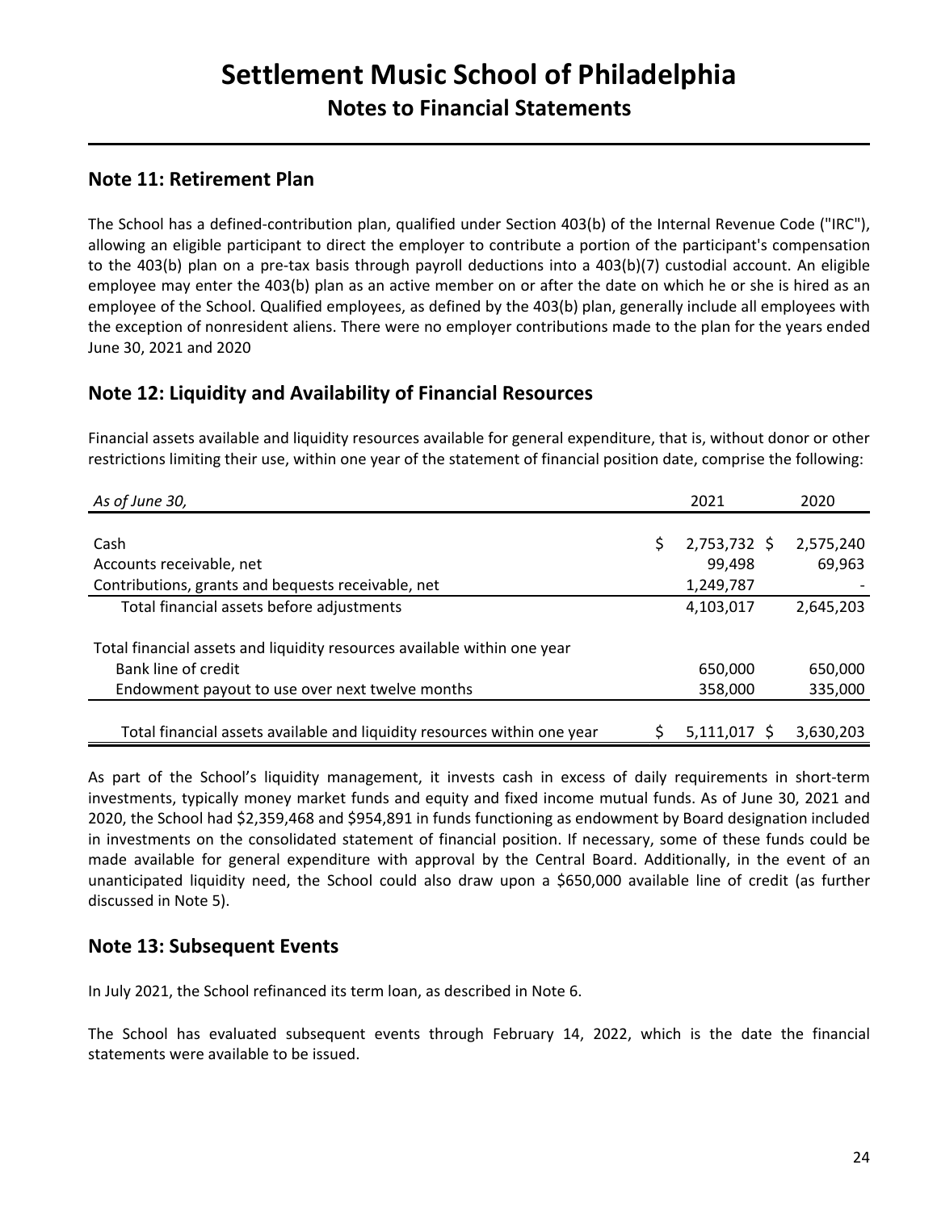# Settlement Music School of Philadelphia

## Notes to Financial Statements

### Note 11: Retirement Plan

The School has a defined-contribution plan, qualified under Section 403(b) of the Internal Revenue Code ("IRC"), allowing an eligible participant to direct the employer to contribute a portion of the participant's compensation to the 403(b) plan on a pre-tax basis through payroll deductions into a 403(b)(7) custodial account. An eligible employee may enter the 403(b) plan as an active member on or after the date on which he or she is hired as an employee of the School. Qualified employees, as defined by the 403(b) plan, generally include all employees with the exception of nonresident aliens. There were no employer contributions made to the plan for the years ended June 30, 2021 and 2020

### Note 12: Liquidity and Availability of Financial Resources

Financial assets available and liquidity resources available for general expenditure, that is, without donor or other restrictions limiting their use, within one year of the statement of financial position date, comprise the following:

| *As of June 30,* | 2021 | 2020 |
|---|---|---|
| Cash | $ 2,753,732 | $ 2,575,240 |
| Accounts receivable, net | 99,498 | 69,963 |
| Contributions, grants and bequests receivable, net | 1,249,787 | - |
| Total financial assets before adjustments | 4,103,017 | 2,645,203 |
| Total financial assets and liquidity resources available within one year | | |
| Bank line of credit | 650,000 | 650,000 |
| Endowment payout to use over next twelve months | 358,000 | 335,000 |
| Total financial assets available and liquidity resources within one year | $ 5,111,017 | $ 3,630,203 |

As part of the School's liquidity management, it invests cash in excess of daily requirements in short-term investments, typically money market funds and equity and fixed income mutual funds. As of June 30, 2021 and 2020, the School had $2,359,468 and $954,891 in funds functioning as endowment by Board designation included in investments on the consolidated statement of financial position. If necessary, some of these funds could be made available for general expenditure with approval by the Central Board. Additionally, in the event of an unanticipated liquidity need, the School could also draw upon a $650,000 available line of credit (as further discussed in Note 5).

### Note 13: Subsequent Events

In July 2021, the School refinanced its term loan, as described in Note 6.

The School has evaluated subsequent events through February 14, 2022, which is the date the financial statements were available to be issued.